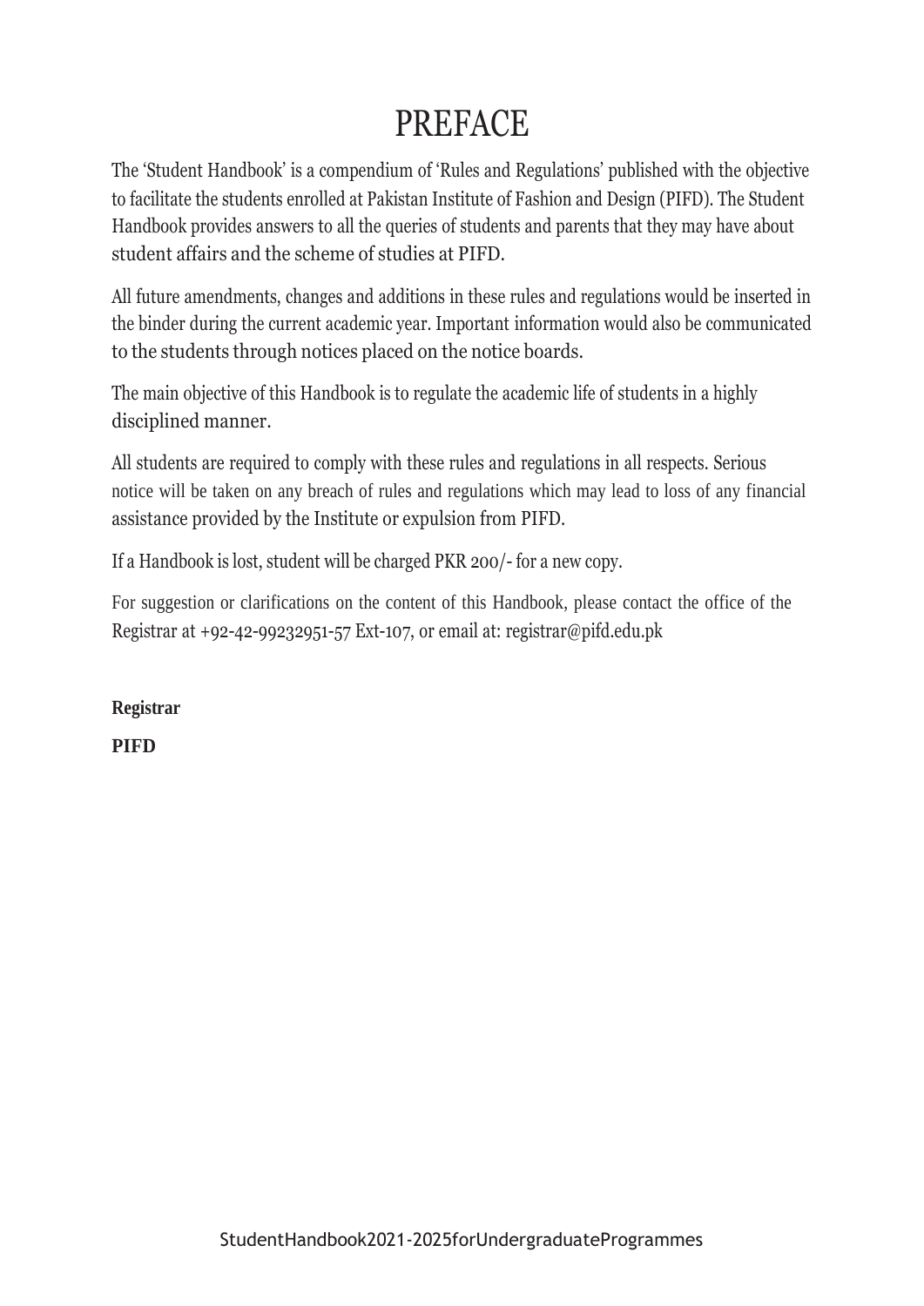# PREFACE

The 'Student Handbook' is a compendium of 'Rules and Regulations' published with the objective to facilitate the students enrolled at Pakistan Institute of Fashion and Design (PIFD). The Student Handbook provides answers to all the queries of students and parents that they may have about student affairs and the scheme of studies at PIFD.

All future amendments, changes and additions in these rules and regulations would be inserted in the binder during the current academic year. Important information would also be communicated to the students through notices placed on the notice boards.

The main objective of this Handbook is to regulate the academic life of students in a highly disciplined manner.

All students are required to comply with these rules and regulations in all respects. Serious notice will be taken on any breach of rules and regulations which may lead to loss of any financial assistance provided by the Institute or expulsion from PIFD.

If a Handbook is lost, student will be charged PKR 200/- for a new copy.

For suggestion or clarifications on the content of this Handbook, please contact the office of the Registrar at +92-42-99232951-57 Ext-107, or email at: registrar@pifd.edu.pk

**Registrar**

**PIFD**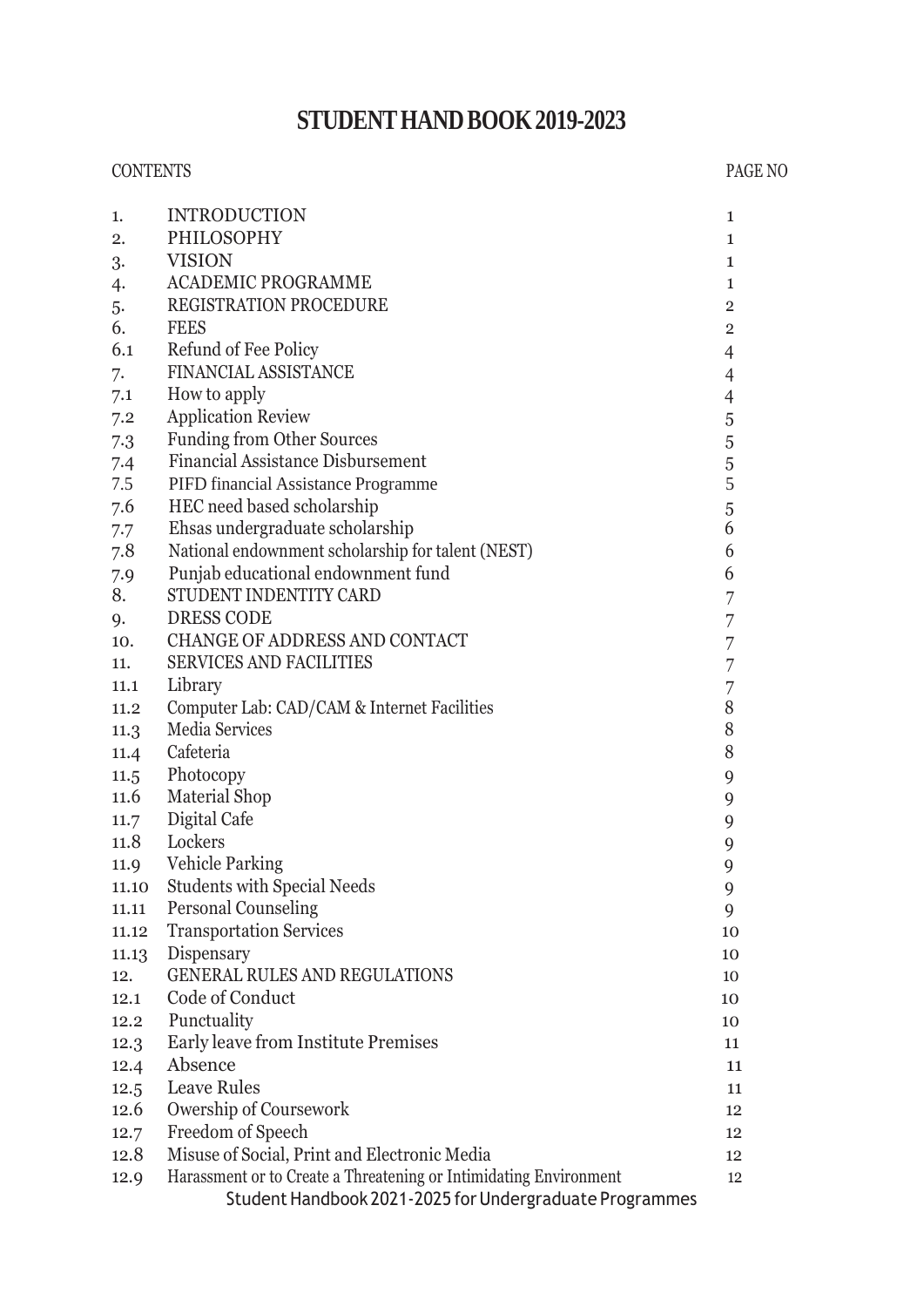# STUDENT HAND BOOK 2019-2023

| CONTENTS | | PAGE NO |
|---|---|---|
| 1. | INTRODUCTION | 1 |
| 2. | PHILOSOPHY | 1 |
| 3. | VISION | 1 |
| 4. | ACADEMIC PROGRAMME | 1 |
| 5. | REGISTRATION PROCEDURE | 2 |
| 6. | FEES | 2 |
| 6.1 | Refund of Fee Policy | 4 |
| 7. | FINANCIAL ASSISTANCE | 4 |
| 7.1 | How to apply | 4 |
| 7.2 | Application Review | 5 |
| 7.3 | Funding from Other Sources | 5 |
| 7.4 | Financial Assistance Disbursement | 5 |
| 7.5 | PIFD financial Assistance Programme | 5 |
| 7.6 | HEC need based scholarship | 5 |
| 7.7 | Ehsas undergraduate scholarship | 6 |
| 7.8 | National endownment scholarship for talent (NEST) | 6 |
| 7.9 | Punjab educational endownment fund | 6 |
| 8. | STUDENT INDENTITY CARD | 7 |
| 9. | DRESS CODE | 7 |
| 10. | CHANGE OF ADDRESS AND CONTACT | 7 |
| 11. | SERVICES AND FACILITIES | 7 |
| 11.1 | Library | 7 |
| 11.2 | Computer Lab: CAD/CAM & Internet Facilities | 8 |
| 11.3 | Media Services | 8 |
| 11.4 | Cafeteria | 8 |
| 11.5 | Photocopy | 9 |
| 11.6 | Material Shop | 9 |
| 11.7 | Digital Cafe | 9 |
| 11.8 | Lockers | 9 |
| 11.9 | Vehicle Parking | 9 |
| 11.10 | Students with Special Needs | 9 |
| 11.11 | Personal Counseling | 9 |
| 11.12 | Transportation Services | 10 |
| 11.13 | Dispensary | 10 |
| 12. | GENERAL RULES AND REGULATIONS | 10 |
| 12.1 | Code of Conduct | 10 |
| 12.2 | Punctuality | 10 |
| 12.3 | Early leave from Institute Premises | 11 |
| 12.4 | Absence | 11 |
| 12.5 | Leave Rules | 11 |
| 12.6 | Owership of Coursework | 12 |
| 12.7 | Freedom of Speech | 12 |
| 12.8 | Misuse of Social, Print and Electronic Media | 12 |
| 12.9 | Harassment or to Create a Threatening or Intimidating Environment | 12 |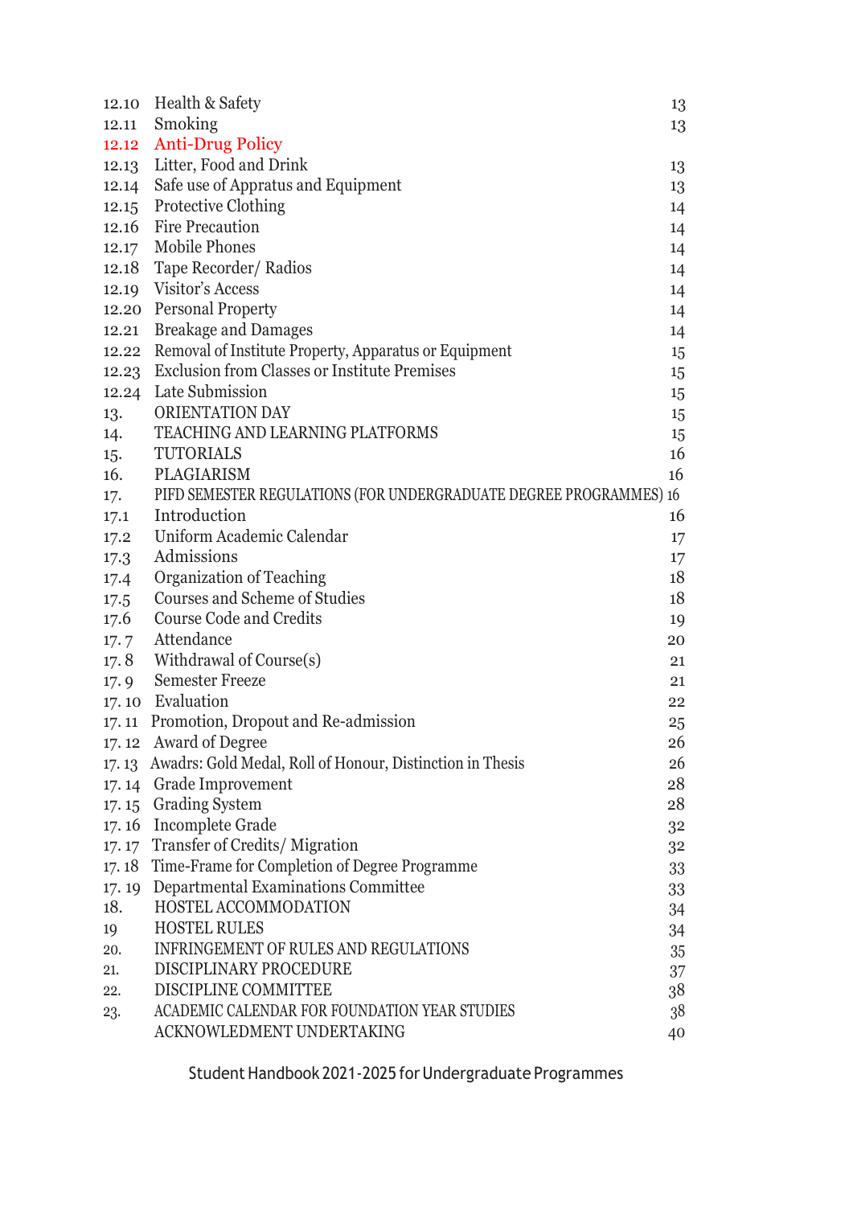| | | |
|---|---|---|
| 12.10 | Health & Safety | 13 |
| 12.11 | Smoking | 13 |
| 12.12 | Anti-Drug Policy | |
| 12.13 | Litter, Food and Drink | 13 |
| 12.14 | Safe use of Appratus and Equipment | 13 |
| 12.15 | Protective Clothing | 14 |
| 12.16 | Fire Precaution | 14 |
| 12.17 | Mobile Phones | 14 |
| 12.18 | Tape Recorder/ Radios | 14 |
| 12.19 | Visitor's Access | 14 |
| 12.20 | Personal Property | 14 |
| 12.21 | Breakage and Damages | 14 |
| 12.22 | Removal of Institute Property, Apparatus or Equipment | 15 |
| 12.23 | Exclusion from Classes or Institute Premises | 15 |
| 12.24 | Late Submission | 15 |
| 13. | ORIENTATION DAY | 15 |
| 14. | TEACHING AND LEARNING PLATFORMS | 15 |
| 15. | TUTORIALS | 16 |
| 16. | PLAGIARISM | 16 |
| 17. | PIFD SEMESTER REGULATIONS (FOR UNDERGRADUATE DEGREE PROGRAMMES) | 16 |
| 17.1 | Introduction | 16 |
| 17.2 | Uniform Academic Calendar | 17 |
| 17.3 | Admissions | 17 |
| 17.4 | Organization of Teaching | 18 |
| 17.5 | Courses and Scheme of Studies | 18 |
| 17.6 | Course Code and Credits | 19 |
| 17. 7 | Attendance | 20 |
| 17. 8 | Withdrawal of Course(s) | 21 |
| 17. 9 | Semester Freeze | 21 |
| 17. 10 | Evaluation | 22 |
| 17. 11 | Promotion, Dropout and Re-admission | 25 |
| 17. 12 | Award of Degree | 26 |
| 17. 13 | Awadrs: Gold Medal, Roll of Honour, Distinction in Thesis | 26 |
| 17. 14 | Grade Improvement | 28 |
| 17. 15 | Grading System | 28 |
| 17. 16 | Incomplete Grade | 32 |
| 17. 17 | Transfer of Credits/ Migration | 32 |
| 17. 18 | Time-Frame for Completion of Degree Programme | 33 |
| 17. 19 | Departmental Examinations Committee | 33 |
| 18. | HOSTEL ACCOMMODATION | 34 |
| 19 | HOSTEL RULES | 34 |
| 20. | INFRINGEMENT OF RULES AND REGULATIONS | 35 |
| 21. | DISCIPLINARY PROCEDURE | 37 |
| 22. | DISCIPLINE COMMITTEE | 38 |
| 23. | ACADEMIC CALENDAR FOR FOUNDATION YEAR STUDIES | 38 |
| | ACKNOWLEDMENT UNDERTAKING | 40 |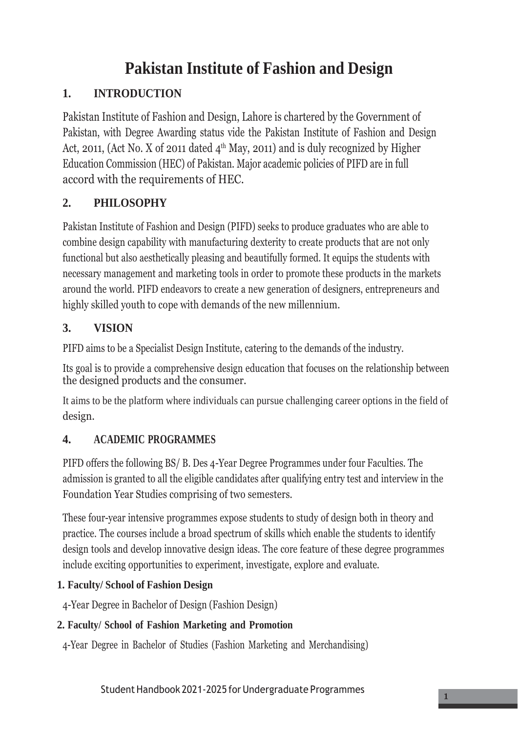# Pakistan Institute of Fashion and Design

## 1. INTRODUCTION

Pakistan Institute of Fashion and Design, Lahore is chartered by the Government of Pakistan, with Degree Awarding status vide the Pakistan Institute of Fashion and Design Act, 2011, (Act No. X of 2011 dated 4th May, 2011) and is duly recognized by Higher Education Commission (HEC) of Pakistan. Major academic policies of PIFD are in full accord with the requirements of HEC.

## 2. PHILOSOPHY

Pakistan Institute of Fashion and Design (PIFD) seeks to produce graduates who are able to combine design capability with manufacturing dexterity to create products that are not only functional but also aesthetically pleasing and beautifully formed. It equips the students with necessary management and marketing tools in order to promote these products in the markets around the world. PIFD endeavors to create a new generation of designers, entrepreneurs and highly skilled youth to cope with demands of the new millennium.

## 3. VISION

PIFD aims to be a Specialist Design Institute, catering to the demands of the industry.

Its goal is to provide a comprehensive design education that focuses on the relationship between the designed products and the consumer.

It aims to be the platform where individuals can pursue challenging career options in the field of design.

## 4. ACADEMIC PROGRAMMES

PIFD offers the following BS/ B. Des 4-Year Degree Programmes under four Faculties. The admission is granted to all the eligible candidates after qualifying entry test and interview in the Foundation Year Studies comprising of two semesters.

These four-year intensive programmes expose students to study of design both in theory and practice. The courses include a broad spectrum of skills which enable the students to identify design tools and develop innovative design ideas. The core feature of these degree programmes include exciting opportunities to experiment, investigate, explore and evaluate.

**1. Faculty/ School of Fashion Design**

4-Year Degree in Bachelor of Design (Fashion Design)

**2. Faculty/ School of Fashion Marketing and Promotion**

4-Year Degree in Bachelor of Studies (Fashion Marketing and Merchandising)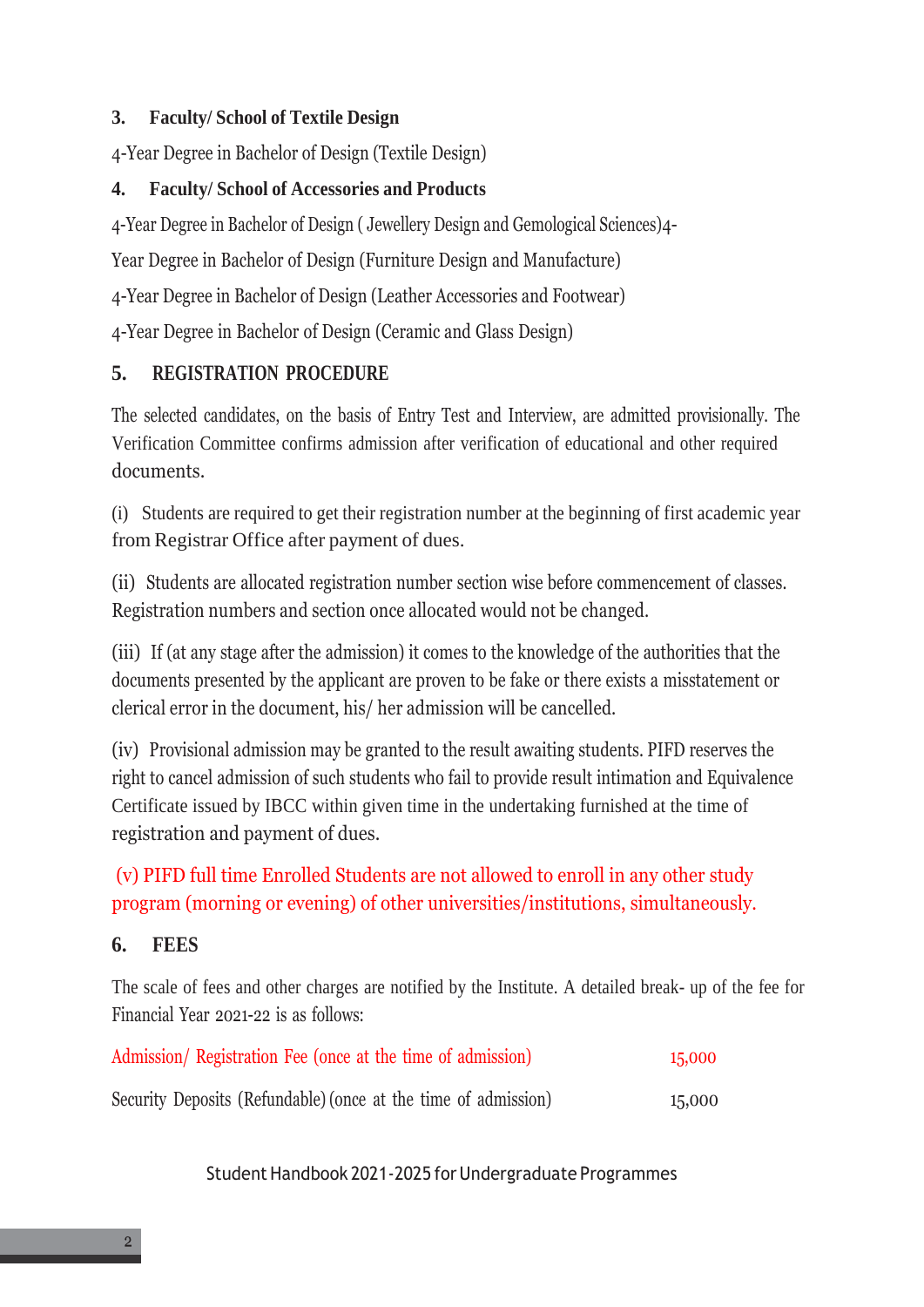### 3. Faculty/ School of Textile Design

4-Year Degree in Bachelor of Design (Textile Design)

### 4. Faculty/ School of Accessories and Products

4-Year Degree in Bachelor of Design ( Jewellery Design and Gemological Sciences)4-

Year Degree in Bachelor of Design (Furniture Design and Manufacture)

4-Year Degree in Bachelor of Design (Leather Accessories and Footwear)

4-Year Degree in Bachelor of Design (Ceramic and Glass Design)

### 5. REGISTRATION PROCEDURE

The selected candidates, on the basis of Entry Test and Interview, are admitted provisionally. The Verification Committee confirms admission after verification of educational and other required documents.

(i) Students are required to get their registration number at the beginning of first academic year from Registrar Office after payment of dues.

(ii) Students are allocated registration number section wise before commencement of classes. Registration numbers and section once allocated would not be changed.

(iii) If (at any stage after the admission) it comes to the knowledge of the authorities that the documents presented by the applicant are proven to be fake or there exists a misstatement or clerical error in the document, his/ her admission will be cancelled.

(iv) Provisional admission may be granted to the result awaiting students. PIFD reserves the right to cancel admission of such students who fail to provide result intimation and Equivalence Certificate issued by IBCC within given time in the undertaking furnished at the time of registration and payment of dues.

(v) PIFD full time Enrolled Students are not allowed to enroll in any other study program (morning or evening) of other universities/institutions, simultaneously.

### 6. FEES

The scale of fees and other charges are notified by the Institute. A detailed break- up of the fee for Financial Year 2021-22 is as follows:

| | |
|---|---|
| Admission/ Registration Fee (once at the time of admission) | 15,000 |
| Security Deposits (Refundable) (once at the time of admission) | 15,000 |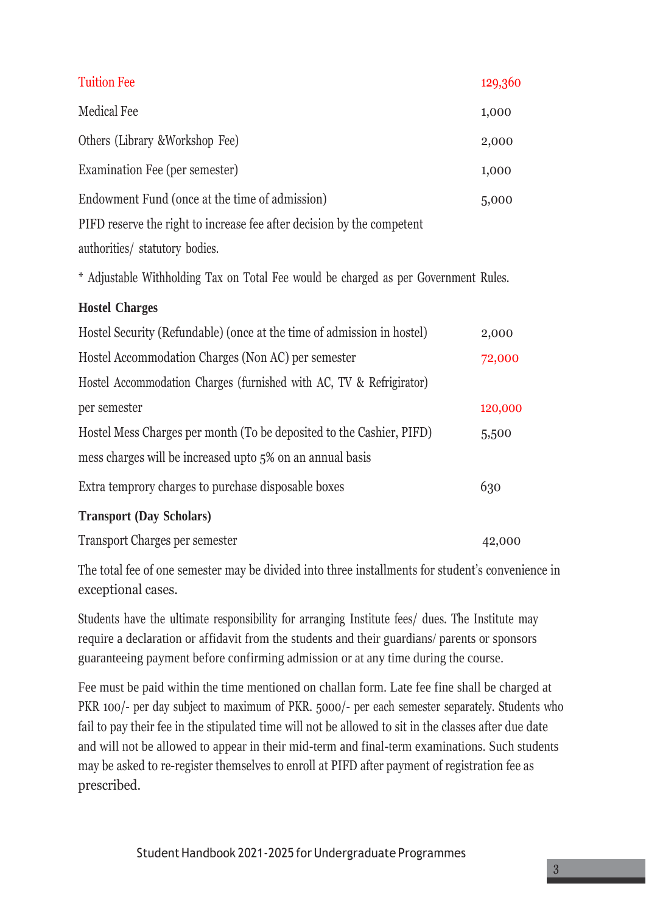| | |
|---|---|
| Tuition Fee | 129,360 |
| Medical Fee | 1,000 |
| Others (Library &Workshop Fee) | 2,000 |
| Examination Fee (per semester) | 1,000 |
| Endowment Fund (once at the time of admission) | 5,000 |

PIFD reserve the right to increase fee after decision by the competent authorities/ statutory bodies.

* Adjustable Withholding Tax on Total Fee would be charged as per Government Rules.

**Hostel Charges**

| | |
|---|---|
| Hostel Security (Refundable) (once at the time of admission in hostel) | 2,000 |
| Hostel Accommodation Charges (Non AC) per semester | 72,000 |
| Hostel Accommodation Charges (furnished with AC, TV & Refrigirator) per semester | 120,000 |
| Hostel Mess Charges per month (To be deposited to the Cashier, PIFD) | 5,500 |

mess charges will be increased upto 5% on an annual basis

| | |
|---|---|
| Extra temprory charges to purchase disposable boxes | 630 |

**Transport (Day Scholars)**

| | |
|---|---|
| Transport Charges per semester | 42,000 |

The total fee of one semester may be divided into three installments for student's convenience in exceptional cases.

Students have the ultimate responsibility for arranging Institute fees/ dues. The Institute may require a declaration or affidavit from the students and their guardians/ parents or sponsors guaranteeing payment before confirming admission or at any time during the course.

Fee must be paid within the time mentioned on challan form. Late fee fine shall be charged at PKR 100/- per day subject to maximum of PKR. 5000/- per each semester separately. Students who fail to pay their fee in the stipulated time will not be allowed to sit in the classes after due date and will not be allowed to appear in their mid-term and final-term examinations. Such students may be asked to re-register themselves to enroll at PIFD after payment of registration fee as prescribed.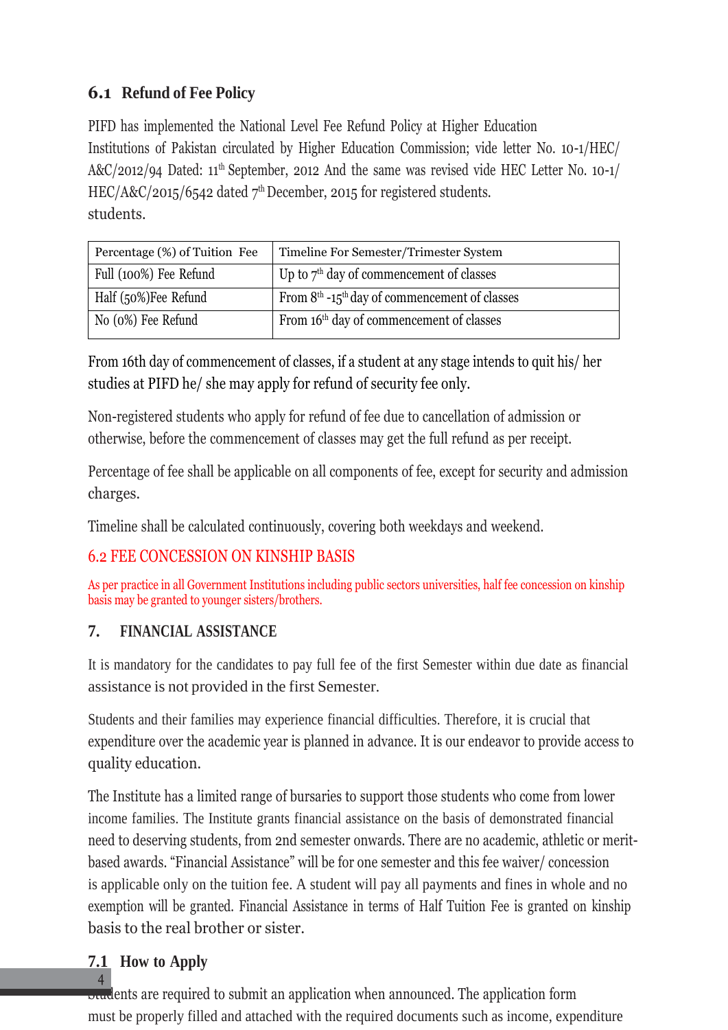## 6.1 Refund of Fee Policy

PIFD has implemented the National Level Fee Refund Policy at Higher Education Institutions of Pakistan circulated by Higher Education Commission; vide letter No. 10-1/HEC/A&C/2012/94 Dated: 11th September, 2012 And the same was revised vide HEC Letter No. 10-1/HEC/A&C/2015/6542 dated 7th December, 2015 for registered students.
students.

| Percentage (%) of Tuition Fee | Timeline For Semester/Trimester System |
|---|---|
| Full (100%) Fee Refund | Up to 7th day of commencement of classes |
| Half (50%)Fee Refund | From 8th -15th day of commencement of classes |
| No (0%) Fee Refund | From 16th day of commencement of classes |

From 16th day of commencement of classes, if a student at any stage intends to quit his/ her studies at PIFD he/ she may apply for refund of security fee only.

Non-registered students who apply for refund of fee due to cancellation of admission or otherwise, before the commencement of classes may get the full refund as per receipt.

Percentage of fee shall be applicable on all components of fee, except for security and admission charges.

Timeline shall be calculated continuously, covering both weekdays and weekend.

## 6.2 FEE CONCESSION ON KINSHIP BASIS

As per practice in all Government Institutions including public sectors universities, half fee concession on kinship basis may be granted to younger sisters/brothers.

## 7. FINANCIAL ASSISTANCE

It is mandatory for the candidates to pay full fee of the first Semester within due date as financial assistance is not provided in the first Semester.

Students and their families may experience financial difficulties. Therefore, it is crucial that expenditure over the academic year is planned in advance. It is our endeavor to provide access to quality education.

The Institute has a limited range of bursaries to support those students who come from lower income families. The Institute grants financial assistance on the basis of demonstrated financial need to deserving students, from 2nd semester onwards. There are no academic, athletic or merit-based awards. "Financial Assistance" will be for one semester and this fee waiver/ concession is applicable only on the tuition fee. A student will pay all payments and fines in whole and no exemption will be granted. Financial Assistance in terms of Half Tuition Fee is granted on kinship basis to the real brother or sister.

### 7.1 How to Apply

Students are required to submit an application when announced. The application form must be properly filled and attached with the required documents such as income, expenditure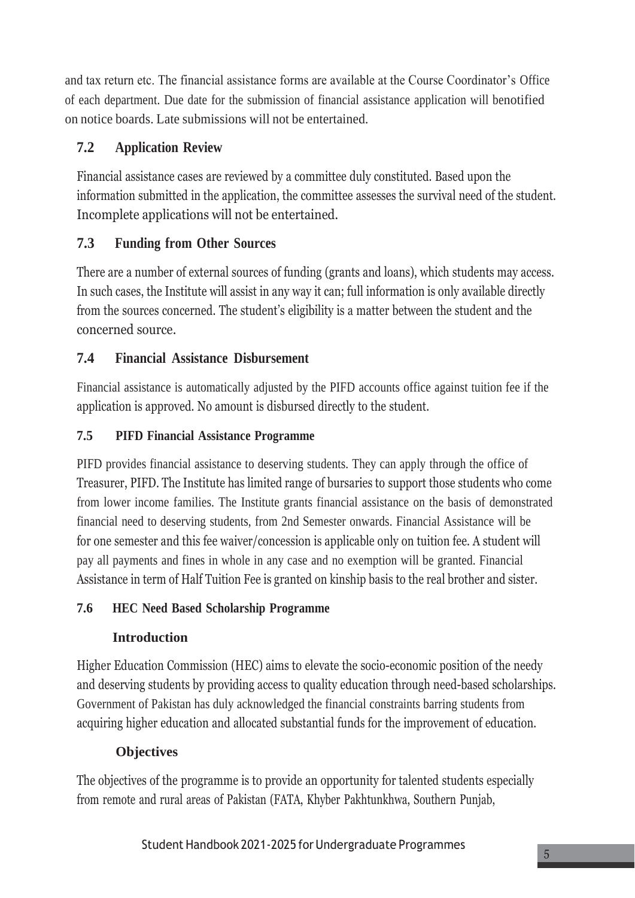and tax return etc. The financial assistance forms are available at the Course Coordinator's Office of each department. Due date for the submission of financial assistance application will benotified on notice boards. Late submissions will not be entertained.

## 7.2 Application Review

Financial assistance cases are reviewed by a committee duly constituted. Based upon the information submitted in the application, the committee assesses the survival need of the student. Incomplete applications will not be entertained.

## 7.3 Funding from Other Sources

There are a number of external sources of funding (grants and loans), which students may access. In such cases, the Institute will assist in any way it can; full information is only available directly from the sources concerned. The student's eligibility is a matter between the student and the concerned source.

## 7.4 Financial Assistance Disbursement

Financial assistance is automatically adjusted by the PIFD accounts office against tuition fee if the application is approved. No amount is disbursed directly to the student.

## 7.5 PIFD Financial Assistance Programme

PIFD provides financial assistance to deserving students. They can apply through the office of Treasurer, PIFD. The Institute has limited range of bursaries to support those students who come from lower income families. The Institute grants financial assistance on the basis of demonstrated financial need to deserving students, from 2nd Semester onwards. Financial Assistance will be for one semester and this fee waiver/concession is applicable only on tuition fee. A student will pay all payments and fines in whole in any case and no exemption will be granted. Financial Assistance in term of Half Tuition Fee is granted on kinship basis to the real brother and sister.

## 7.6 HEC Need Based Scholarship Programme

### Introduction

Higher Education Commission (HEC) aims to elevate the socio-economic position of the needy and deserving students by providing access to quality education through need-based scholarships. Government of Pakistan has duly acknowledged the financial constraints barring students from acquiring higher education and allocated substantial funds for the improvement of education.

### Objectives

The objectives of the programme is to provide an opportunity for talented students especially from remote and rural areas of Pakistan (FATA, Khyber Pakhtunkhwa, Southern Punjab,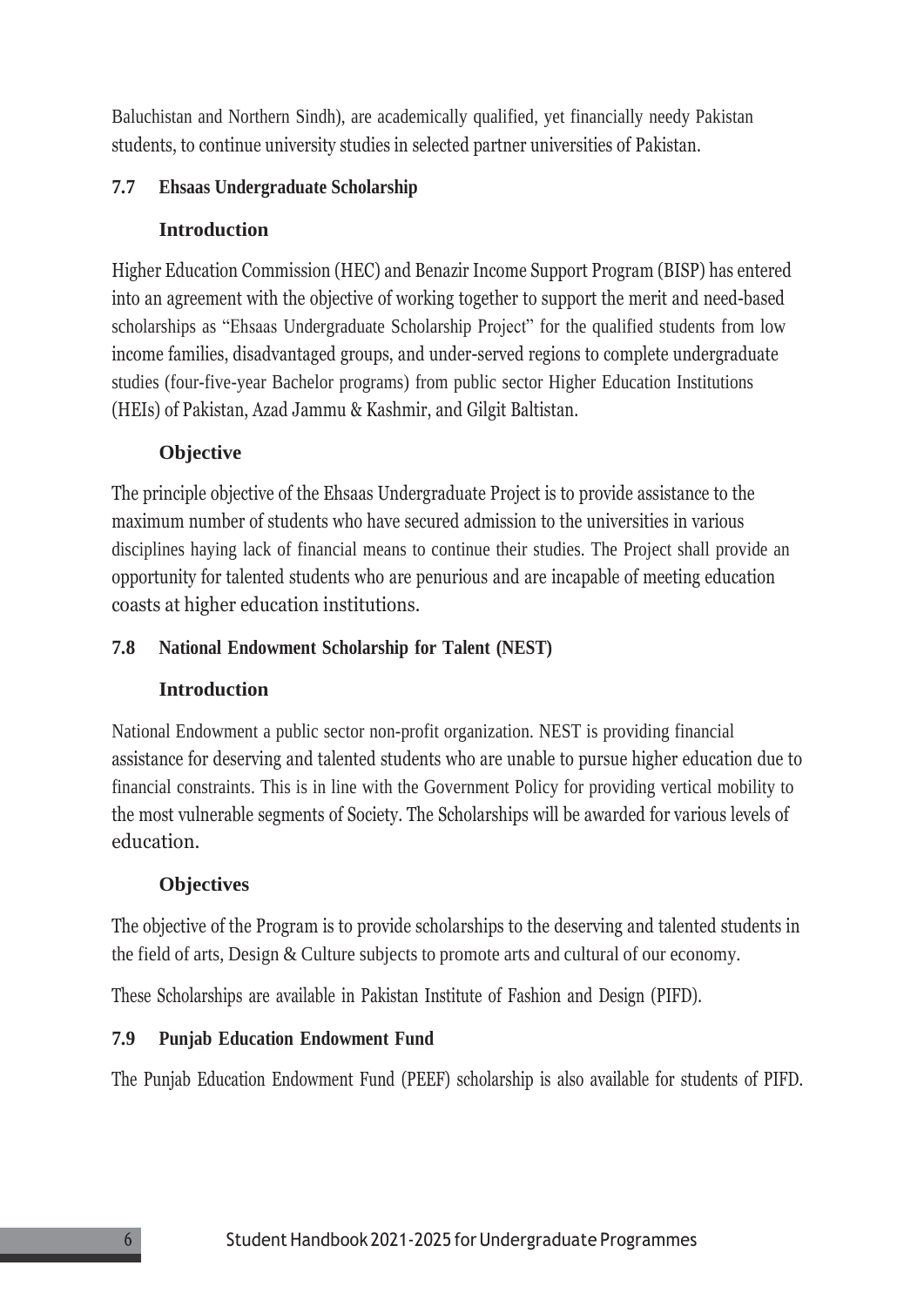Baluchistan and Northern Sindh), are academically qualified, yet financially needy Pakistan students, to continue university studies in selected partner universities of Pakistan.

### 7.7 Ehsaas Undergraduate Scholarship

#### Introduction

Higher Education Commission (HEC) and Benazir Income Support Program (BISP) has entered into an agreement with the objective of working together to support the merit and need-based scholarships as "Ehsaas Undergraduate Scholarship Project" for the qualified students from low income families, disadvantaged groups, and under-served regions to complete undergraduate studies (four-five-year Bachelor programs) from public sector Higher Education Institutions (HEIs) of Pakistan, Azad Jammu & Kashmir, and Gilgit Baltistan.

#### Objective

The principle objective of the Ehsaas Undergraduate Project is to provide assistance to the maximum number of students who have secured admission to the universities in various disciplines haying lack of financial means to continue their studies. The Project shall provide an opportunity for talented students who are penurious and are incapable of meeting education coasts at higher education institutions.

### 7.8 National Endowment Scholarship for Talent (NEST)

#### Introduction

National Endowment a public sector non-profit organization. NEST is providing financial assistance for deserving and talented students who are unable to pursue higher education due to financial constraints. This is in line with the Government Policy for providing vertical mobility to the most vulnerable segments of Society. The Scholarships will be awarded for various levels of education.

#### Objectives

The objective of the Program is to provide scholarships to the deserving and talented students in the field of arts, Design & Culture subjects to promote arts and cultural of our economy.

These Scholarships are available in Pakistan Institute of Fashion and Design (PIFD).

### 7.9 Punjab Education Endowment Fund

The Punjab Education Endowment Fund (PEEF) scholarship is also available for students of PIFD.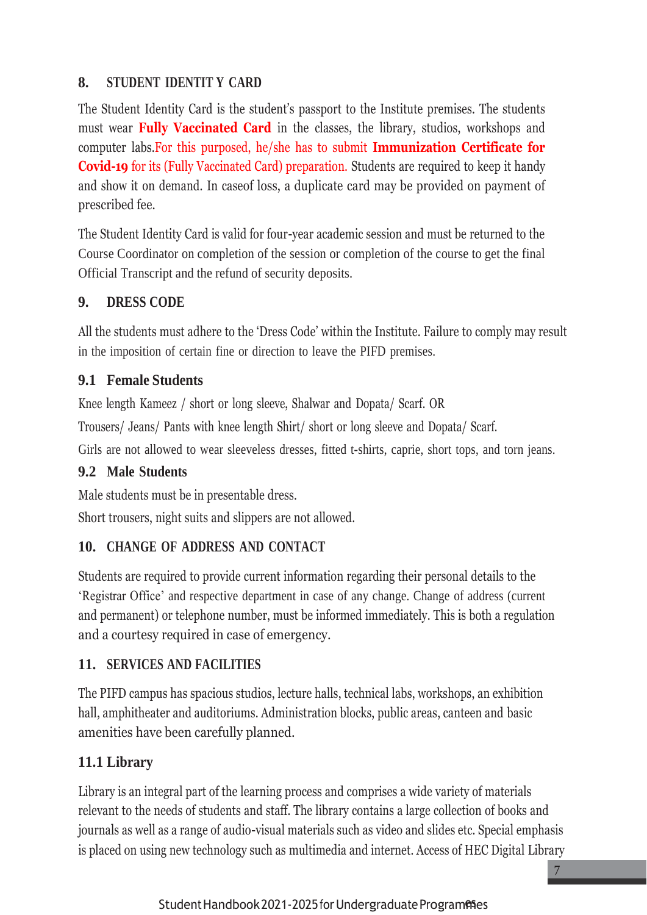## 8. STUDENT IDENTIT Y CARD

The Student Identity Card is the student's passport to the Institute premises. The students must wear **Fully Vaccinated Card** in the classes, the library, studios, workshops and computer labs.For this purposed, he/she has to submit **Immunization Certificate for Covid-19** for its (Fully Vaccinated Card) preparation. Students are required to keep it handy and show it on demand. In caseof loss, a duplicate card may be provided on payment of prescribed fee.

The Student Identity Card is valid for four-year academic session and must be returned to the Course Coordinator on completion of the session or completion of the course to get the final Official Transcript and the refund of security deposits.

## 9. DRESS CODE

All the students must adhere to the 'Dress Code' within the Institute. Failure to comply may result in the imposition of certain fine or direction to leave the PIFD premises.

### 9.1 Female Students

Knee length Kameez / short or long sleeve, Shalwar and Dopata/ Scarf. OR

Trousers/ Jeans/ Pants with knee length Shirt/ short or long sleeve and Dopata/ Scarf.

Girls are not allowed to wear sleeveless dresses, fitted t-shirts, caprie, short tops, and torn jeans.

### 9.2 Male Students

Male students must be in presentable dress.

Short trousers, night suits and slippers are not allowed.

## 10. CHANGE OF ADDRESS AND CONTACT

Students are required to provide current information regarding their personal details to the 'Registrar Office' and respective department in case of any change. Change of address (current and permanent) or telephone number, must be informed immediately. This is both a regulation and a courtesy required in case of emergency.

## 11. SERVICES AND FACILITIES

The PIFD campus has spacious studios, lecture halls, technical labs, workshops, an exhibition hall, amphitheater and auditoriums. Administration blocks, public areas, canteen and basic amenities have been carefully planned.

### 11.1 Library

Library is an integral part of the learning process and comprises a wide variety of materials relevant to the needs of students and staff. The library contains a large collection of books and journals as well as a range of audio-visual materials such as video and slides etc. Special emphasis is placed on using new technology such as multimedia and internet. Access of HEC Digital Library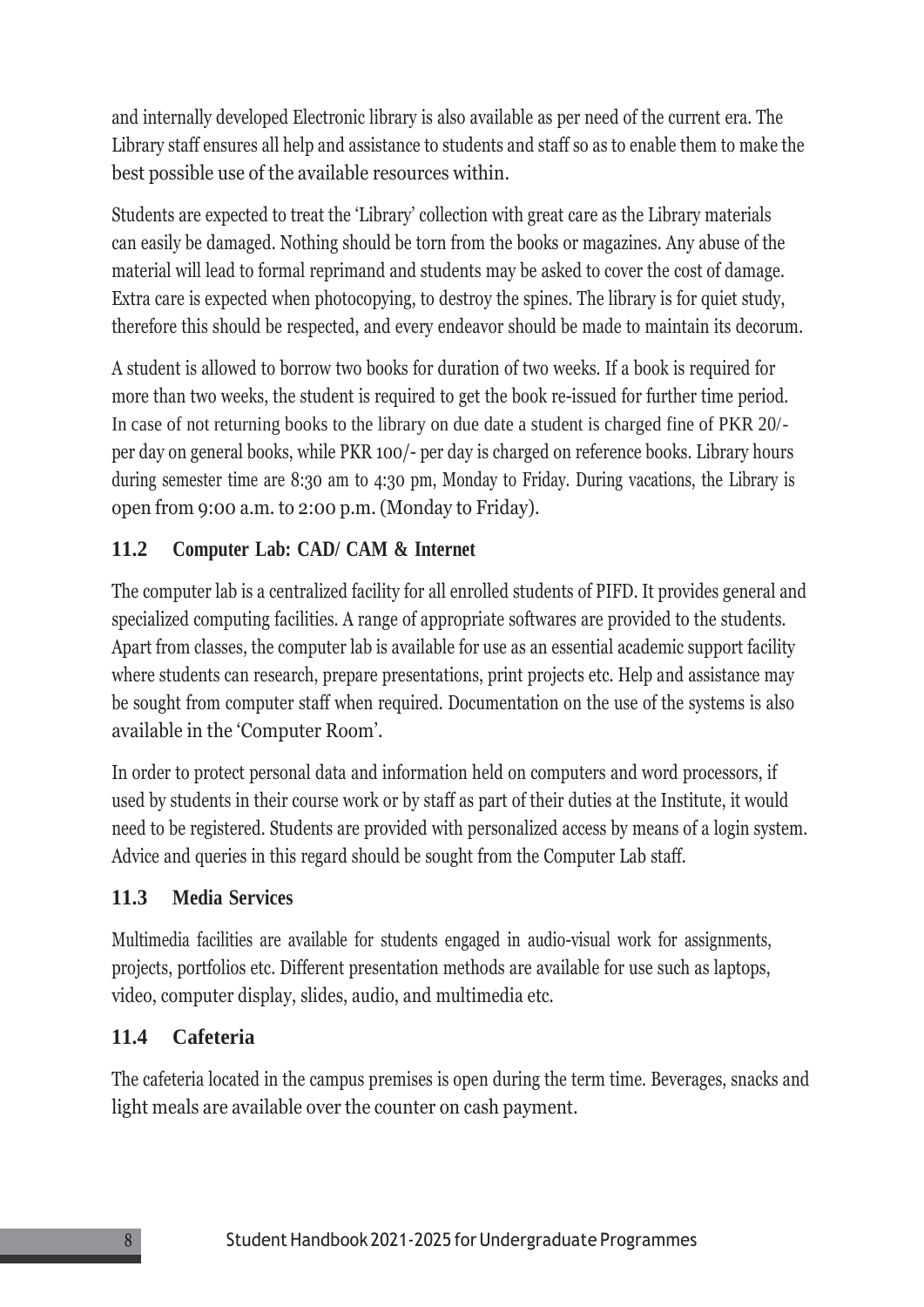and internally developed Electronic library is also available as per need of the current era. The Library staff ensures all help and assistance to students and staff so as to enable them to make the best possible use of the available resources within.

Students are expected to treat the 'Library' collection with great care as the Library materials can easily be damaged. Nothing should be torn from the books or magazines. Any abuse of the material will lead to formal reprimand and students may be asked to cover the cost of damage. Extra care is expected when photocopying, to destroy the spines. The library is for quiet study, therefore this should be respected, and every endeavor should be made to maintain its decorum.

A student is allowed to borrow two books for duration of two weeks. If a book is required for more than two weeks, the student is required to get the book re-issued for further time period. In case of not returning books to the library on due date a student is charged fine of PKR 20/- per day on general books, while PKR 100/- per day is charged on reference books. Library hours during semester time are 8:30 am to 4:30 pm, Monday to Friday. During vacations, the Library is open from 9:00 a.m. to 2:00 p.m. (Monday to Friday).

### 11.2 Computer Lab: CAD/ CAM & Internet

The computer lab is a centralized facility for all enrolled students of PIFD. It provides general and specialized computing facilities. A range of appropriate softwares are provided to the students. Apart from classes, the computer lab is available for use as an essential academic support facility where students can research, prepare presentations, print projects etc. Help and assistance may be sought from computer staff when required. Documentation on the use of the systems is also available in the 'Computer Room'.

In order to protect personal data and information held on computers and word processors, if used by students in their course work or by staff as part of their duties at the Institute, it would need to be registered. Students are provided with personalized access by means of a login system. Advice and queries in this regard should be sought from the Computer Lab staff.

### 11.3 Media Services

Multimedia facilities are available for students engaged in audio-visual work for assignments, projects, portfolios etc. Different presentation methods are available for use such as laptops, video, computer display, slides, audio, and multimedia etc.

### 11.4 Cafeteria

The cafeteria located in the campus premises is open during the term time. Beverages, snacks and light meals are available over the counter on cash payment.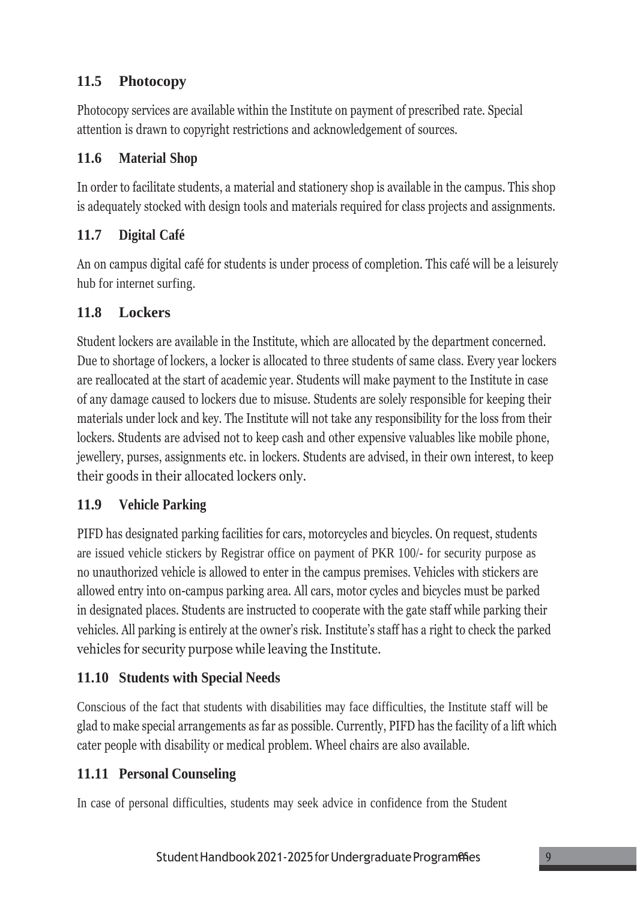### 11.5 Photocopy

Photocopy services are available within the Institute on payment of prescribed rate. Special attention is drawn to copyright restrictions and acknowledgement of sources.

### 11.6 Material Shop

In order to facilitate students, a material and stationery shop is available in the campus. This shop is adequately stocked with design tools and materials required for class projects and assignments.

### 11.7 Digital Café

An on campus digital café for students is under process of completion. This café will be a leisurely hub for internet surfing.

### 11.8 Lockers

Student lockers are available in the Institute, which are allocated by the department concerned. Due to shortage of lockers, a locker is allocated to three students of same class. Every year lockers are reallocated at the start of academic year. Students will make payment to the Institute in case of any damage caused to lockers due to misuse. Students are solely responsible for keeping their materials under lock and key. The Institute will not take any responsibility for the loss from their lockers. Students are advised not to keep cash and other expensive valuables like mobile phone, jewellery, purses, assignments etc. in lockers. Students are advised, in their own interest, to keep their goods in their allocated lockers only.

### 11.9 Vehicle Parking

PIFD has designated parking facilities for cars, motorcycles and bicycles. On request, students are issued vehicle stickers by Registrar office on payment of PKR 100/- for security purpose as no unauthorized vehicle is allowed to enter in the campus premises. Vehicles with stickers are allowed entry into on-campus parking area. All cars, motor cycles and bicycles must be parked in designated places. Students are instructed to cooperate with the gate staff while parking their vehicles. All parking is entirely at the owner's risk. Institute's staff has a right to check the parked vehicles for security purpose while leaving the Institute.

### 11.10 Students with Special Needs

Conscious of the fact that students with disabilities may face difficulties, the Institute staff will be glad to make special arrangements as far as possible. Currently, PIFD has the facility of a lift which cater people with disability or medical problem. Wheel chairs are also available.

### 11.11 Personal Counseling

In case of personal difficulties, students may seek advice in confidence from the Student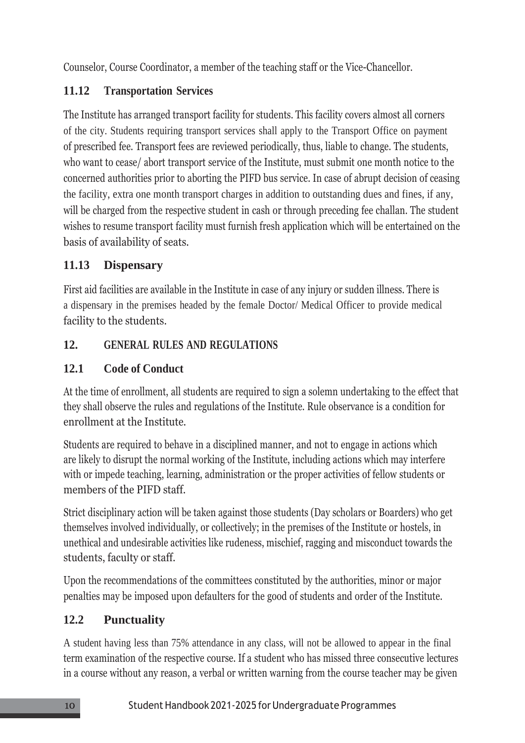Counselor, Course Coordinator, a member of the teaching staff or the Vice-Chancellor.

### 11.12 Transportation Services

The Institute has arranged transport facility for students. This facility covers almost all corners of the city. Students requiring transport services shall apply to the Transport Office on payment of prescribed fee. Transport fees are reviewed periodically, thus, liable to change. The students, who want to cease/ abort transport service of the Institute, must submit one month notice to the concerned authorities prior to aborting the PIFD bus service. In case of abrupt decision of ceasing the facility, extra one month transport charges in addition to outstanding dues and fines, if any, will be charged from the respective student in cash or through preceding fee challan. The student wishes to resume transport facility must furnish fresh application which will be entertained on the basis of availability of seats.

### 11.13 Dispensary

First aid facilities are available in the Institute in case of any injury or sudden illness. There is a dispensary in the premises headed by the female Doctor/ Medical Officer to provide medical facility to the students.

## 12. GENERAL RULES AND REGULATIONS

### 12.1 Code of Conduct

At the time of enrollment, all students are required to sign a solemn undertaking to the effect that they shall observe the rules and regulations of the Institute. Rule observance is a condition for enrollment at the Institute.

Students are required to behave in a disciplined manner, and not to engage in actions which are likely to disrupt the normal working of the Institute, including actions which may interfere with or impede teaching, learning, administration or the proper activities of fellow students or members of the PIFD staff.

Strict disciplinary action will be taken against those students (Day scholars or Boarders) who get themselves involved individually, or collectively; in the premises of the Institute or hostels, in unethical and undesirable activities like rudeness, mischief, ragging and misconduct towards the students, faculty or staff.

Upon the recommendations of the committees constituted by the authorities, minor or major penalties may be imposed upon defaulters for the good of students and order of the Institute.

### 12.2 Punctuality

A student having less than 75% attendance in any class, will not be allowed to appear in the final term examination of the respective course. If a student who has missed three consecutive lectures in a course without any reason, a verbal or written warning from the course teacher may be given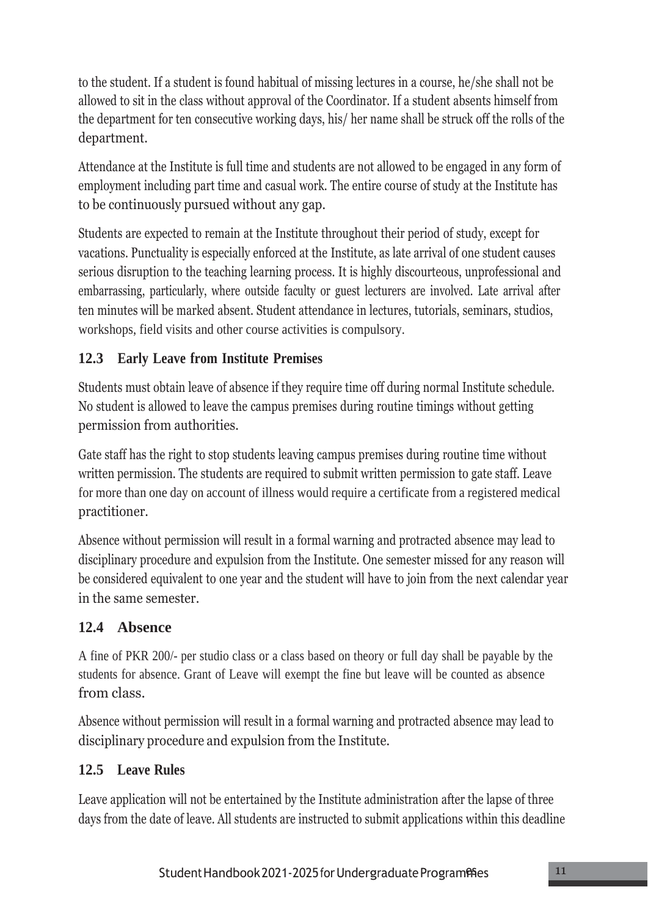to the student. If a student is found habitual of missing lectures in a course, he/she shall not be allowed to sit in the class without approval of the Coordinator. If a student absents himself from the department for ten consecutive working days, his/ her name shall be struck off the rolls of the department.

Attendance at the Institute is full time and students are not allowed to be engaged in any form of employment including part time and casual work. The entire course of study at the Institute has to be continuously pursued without any gap.

Students are expected to remain at the Institute throughout their period of study, except for vacations. Punctuality is especially enforced at the Institute, as late arrival of one student causes serious disruption to the teaching learning process. It is highly discourteous, unprofessional and embarrassing, particularly, where outside faculty or guest lecturers are involved. Late arrival after ten minutes will be marked absent. Student attendance in lectures, tutorials, seminars, studios, workshops, field visits and other course activities is compulsory.

### 12.3 Early Leave from Institute Premises

Students must obtain leave of absence if they require time off during normal Institute schedule. No student is allowed to leave the campus premises during routine timings without getting permission from authorities.

Gate staff has the right to stop students leaving campus premises during routine time without written permission. The students are required to submit written permission to gate staff. Leave for more than one day on account of illness would require a certificate from a registered medical practitioner.

Absence without permission will result in a formal warning and protracted absence may lead to disciplinary procedure and expulsion from the Institute. One semester missed for any reason will be considered equivalent to one year and the student will have to join from the next calendar year in the same semester.

### 12.4 Absence

A fine of PKR 200/- per studio class or a class based on theory or full day shall be payable by the students for absence. Grant of Leave will exempt the fine but leave will be counted as absence from class.

Absence without permission will result in a formal warning and protracted absence may lead to disciplinary procedure and expulsion from the Institute.

### 12.5 Leave Rules

Leave application will not be entertained by the Institute administration after the lapse of three days from the date of leave. All students are instructed to submit applications within this deadline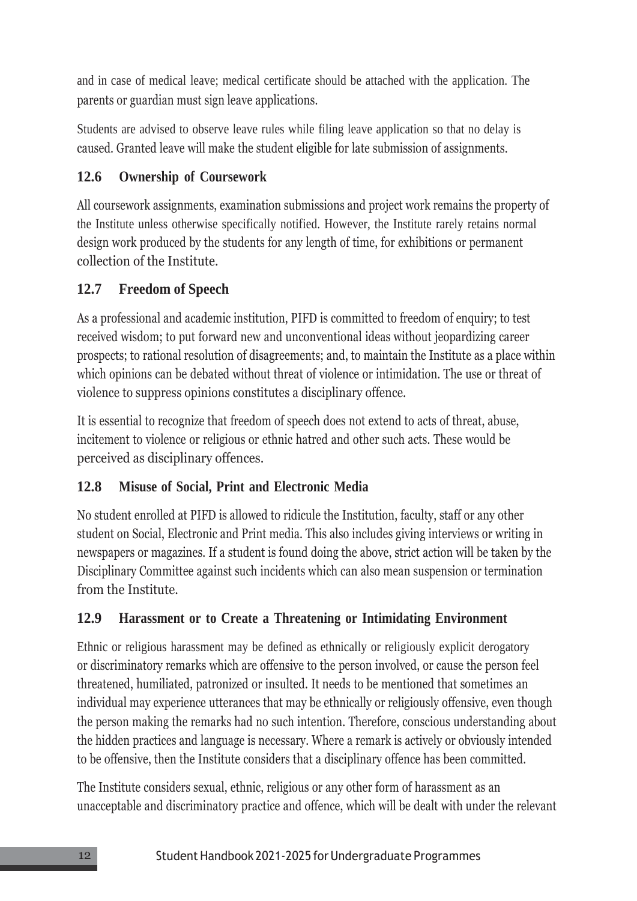and in case of medical leave; medical certificate should be attached with the application. The parents or guardian must sign leave applications.

Students are advised to observe leave rules while filing leave application so that no delay is caused. Granted leave will make the student eligible for late submission of assignments.

### 12.6 Ownership of Coursework

All coursework assignments, examination submissions and project work remains the property of the Institute unless otherwise specifically notified. However, the Institute rarely retains normal design work produced by the students for any length of time, for exhibitions or permanent collection of the Institute.

### 12.7 Freedom of Speech

As a professional and academic institution, PIFD is committed to freedom of enquiry; to test received wisdom; to put forward new and unconventional ideas without jeopardizing career prospects; to rational resolution of disagreements; and, to maintain the Institute as a place within which opinions can be debated without threat of violence or intimidation. The use or threat of violence to suppress opinions constitutes a disciplinary offence.

It is essential to recognize that freedom of speech does not extend to acts of threat, abuse, incitement to violence or religious or ethnic hatred and other such acts. These would be perceived as disciplinary offences.

### 12.8 Misuse of Social, Print and Electronic Media

No student enrolled at PIFD is allowed to ridicule the Institution, faculty, staff or any other student on Social, Electronic and Print media. This also includes giving interviews or writing in newspapers or magazines. If a student is found doing the above, strict action will be taken by the Disciplinary Committee against such incidents which can also mean suspension or termination from the Institute.

### 12.9 Harassment or to Create a Threatening or Intimidating Environment

Ethnic or religious harassment may be defined as ethnically or religiously explicit derogatory or discriminatory remarks which are offensive to the person involved, or cause the person feel threatened, humiliated, patronized or insulted. It needs to be mentioned that sometimes an individual may experience utterances that may be ethnically or religiously offensive, even though the person making the remarks had no such intention. Therefore, conscious understanding about the hidden practices and language is necessary. Where a remark is actively or obviously intended to be offensive, then the Institute considers that a disciplinary offence has been committed.

The Institute considers sexual, ethnic, religious or any other form of harassment as an unacceptable and discriminatory practice and offence, which will be dealt with under the relevant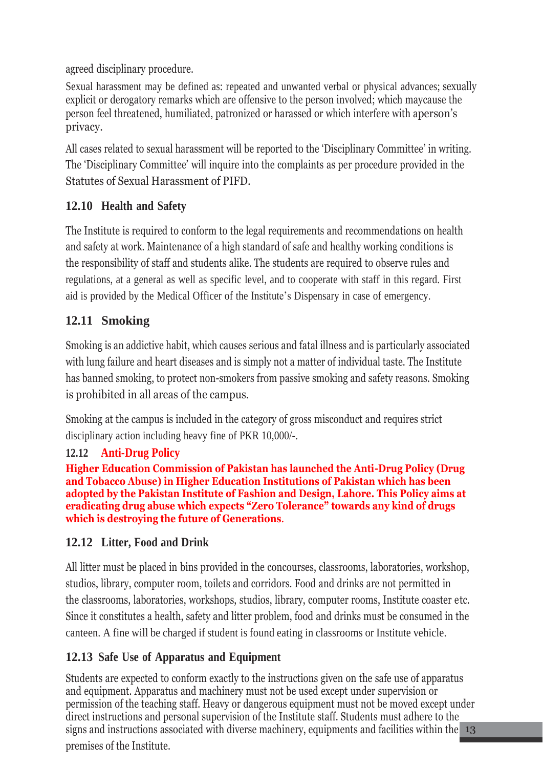agreed disciplinary procedure.

Sexual harassment may be defined as: repeated and unwanted verbal or physical advances; sexually explicit or derogatory remarks which are offensive to the person involved; which maycause the person feel threatened, humiliated, patronized or harassed or which interfere with aperson's privacy.

All cases related to sexual harassment will be reported to the 'Disciplinary Committee' in writing. The 'Disciplinary Committee' will inquire into the complaints as per procedure provided in the Statutes of Sexual Harassment of PIFD.

### 12.10 Health and Safety

The Institute is required to conform to the legal requirements and recommendations on health and safety at work. Maintenance of a high standard of safe and healthy working conditions is the responsibility of staff and students alike. The students are required to observe rules and regulations, at a general as well as specific level, and to cooperate with staff in this regard. First aid is provided by the Medical Officer of the Institute's Dispensary in case of emergency.

### 12.11 Smoking

Smoking is an addictive habit, which causes serious and fatal illness and is particularly associated with lung failure and heart diseases and is simply not a matter of individual taste. The Institute has banned smoking, to protect non-smokers from passive smoking and safety reasons. Smoking is prohibited in all areas of the campus.

Smoking at the campus is included in the category of gross misconduct and requires strict disciplinary action including heavy fine of PKR 10,000/-.

### 12.12 Anti-Drug Policy

**Higher Education Commission of Pakistan has launched the Anti-Drug Policy (Drug and Tobacco Abuse) in Higher Education Institutions of Pakistan which has been adopted by the Pakistan Institute of Fashion and Design, Lahore. This Policy aims at eradicating drug abuse which expects "Zero Tolerance" towards any kind of drugs which is destroying the future of Generations.**

### 12.12 Litter, Food and Drink

All litter must be placed in bins provided in the concourses, classrooms, laboratories, workshop, studios, library, computer room, toilets and corridors. Food and drinks are not permitted in the classrooms, laboratories, workshops, studios, library, computer rooms, Institute coaster etc. Since it constitutes a health, safety and litter problem, food and drinks must be consumed in the canteen. A fine will be charged if student is found eating in classrooms or Institute vehicle.

### 12.13 Safe Use of Apparatus and Equipment

Students are expected to conform exactly to the instructions given on the safe use of apparatus and equipment. Apparatus and machinery must not be used except under supervision or permission of the teaching staff. Heavy or dangerous equipment must not be moved except under direct instructions and personal supervision of the Institute staff. Students must adhere to the signs and instructions associated with diverse machinery, equipments and facilities within the premises of the Institute.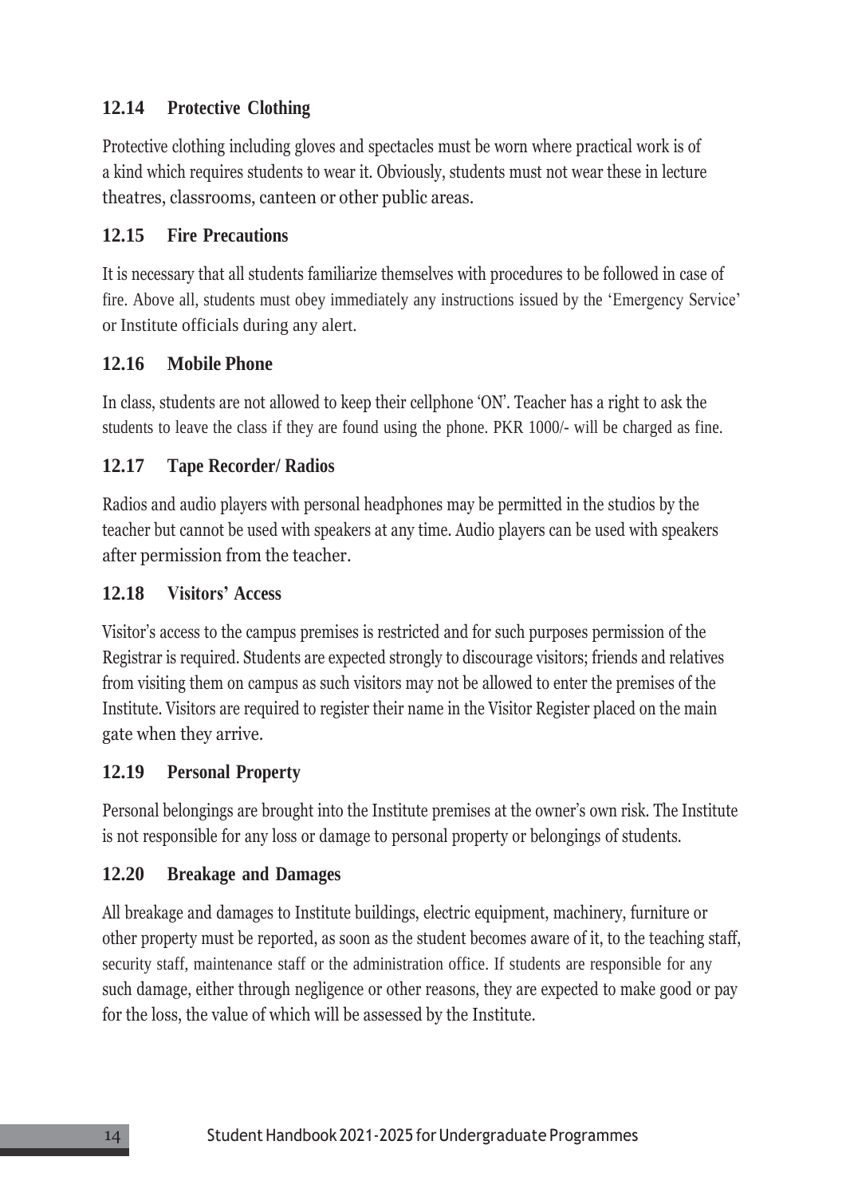### 12.14 Protective Clothing

Protective clothing including gloves and spectacles must be worn where practical work is of a kind which requires students to wear it. Obviously, students must not wear these in lecture theatres, classrooms, canteen or other public areas.

### 12.15 Fire Precautions

It is necessary that all students familiarize themselves with procedures to be followed in case of fire. Above all, students must obey immediately any instructions issued by the 'Emergency Service' or Institute officials during any alert.

### 12.16 Mobile Phone

In class, students are not allowed to keep their cellphone 'ON'. Teacher has a right to ask the students to leave the class if they are found using the phone. PKR 1000/- will be charged as fine.

### 12.17 Tape Recorder/ Radios

Radios and audio players with personal headphones may be permitted in the studios by the teacher but cannot be used with speakers at any time. Audio players can be used with speakers after permission from the teacher.

### 12.18 Visitors' Access

Visitor's access to the campus premises is restricted and for such purposes permission of the Registrar is required. Students are expected strongly to discourage visitors; friends and relatives from visiting them on campus as such visitors may not be allowed to enter the premises of the Institute. Visitors are required to register their name in the Visitor Register placed on the main gate when they arrive.

### 12.19 Personal Property

Personal belongings are brought into the Institute premises at the owner's own risk. The Institute is not responsible for any loss or damage to personal property or belongings of students.

### 12.20 Breakage and Damages

All breakage and damages to Institute buildings, electric equipment, machinery, furniture or other property must be reported, as soon as the student becomes aware of it, to the teaching staff, security staff, maintenance staff or the administration office. If students are responsible for any such damage, either through negligence or other reasons, they are expected to make good or pay for the loss, the value of which will be assessed by the Institute.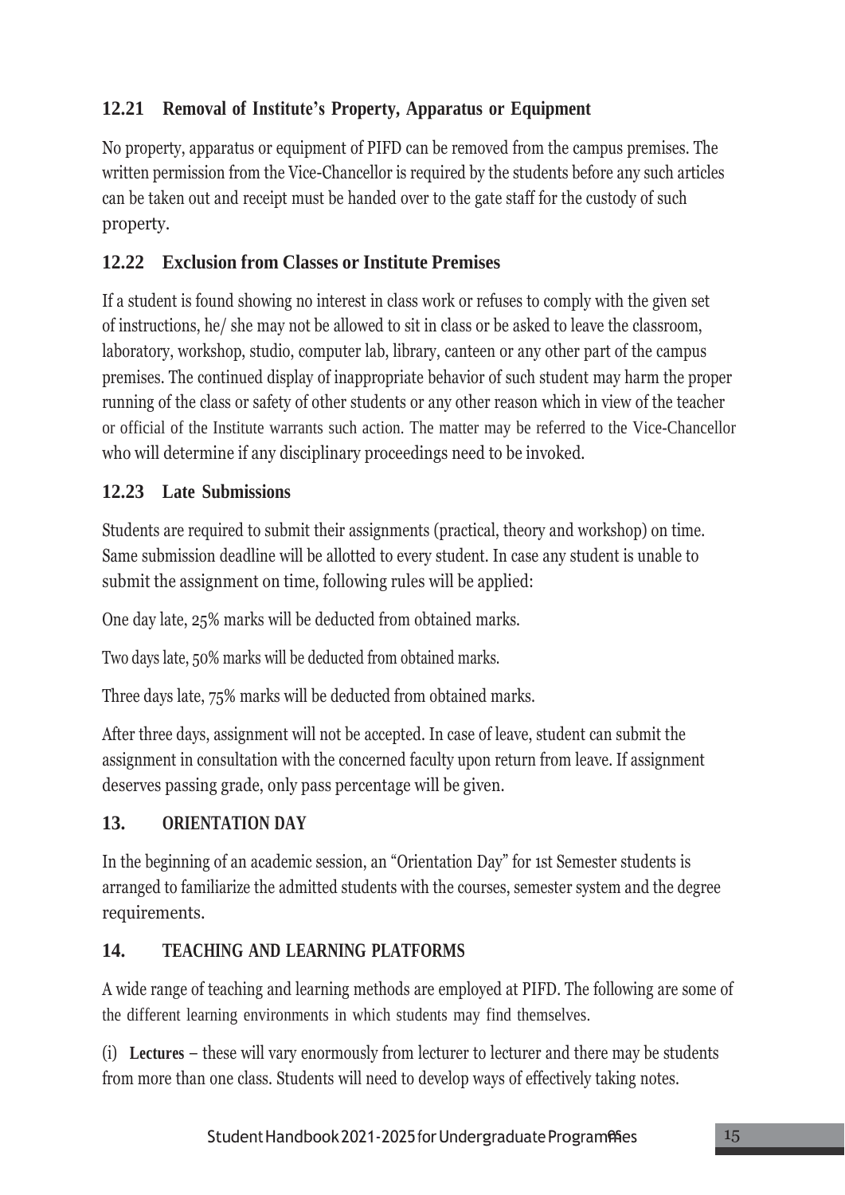### 12.21 Removal of Institute's Property, Apparatus or Equipment

No property, apparatus or equipment of PIFD can be removed from the campus premises. The written permission from the Vice-Chancellor is required by the students before any such articles can be taken out and receipt must be handed over to the gate staff for the custody of such property.

### 12.22 Exclusion from Classes or Institute Premises

If a student is found showing no interest in class work or refuses to comply with the given set of instructions, he/ she may not be allowed to sit in class or be asked to leave the classroom, laboratory, workshop, studio, computer lab, library, canteen or any other part of the campus premises. The continued display of inappropriate behavior of such student may harm the proper running of the class or safety of other students or any other reason which in view of the teacher or official of the Institute warrants such action. The matter may be referred to the Vice-Chancellor who will determine if any disciplinary proceedings need to be invoked.

### 12.23 Late Submissions

Students are required to submit their assignments (practical, theory and workshop) on time. Same submission deadline will be allotted to every student. In case any student is unable to submit the assignment on time, following rules will be applied:

One day late, 25% marks will be deducted from obtained marks.

Two days late, 50% marks will be deducted from obtained marks.

Three days late, 75% marks will be deducted from obtained marks.

After three days, assignment will not be accepted. In case of leave, student can submit the assignment in consultation with the concerned faculty upon return from leave. If assignment deserves passing grade, only pass percentage will be given.

## 13. ORIENTATION DAY

In the beginning of an academic session, an "Orientation Day" for 1st Semester students is arranged to familiarize the admitted students with the courses, semester system and the degree requirements.

## 14. TEACHING AND LEARNING PLATFORMS

A wide range of teaching and learning methods are employed at PIFD. The following are some of the different learning environments in which students may find themselves.

(i) **Lectures** – these will vary enormously from lecturer to lecturer and there may be students from more than one class. Students will need to develop ways of effectively taking notes.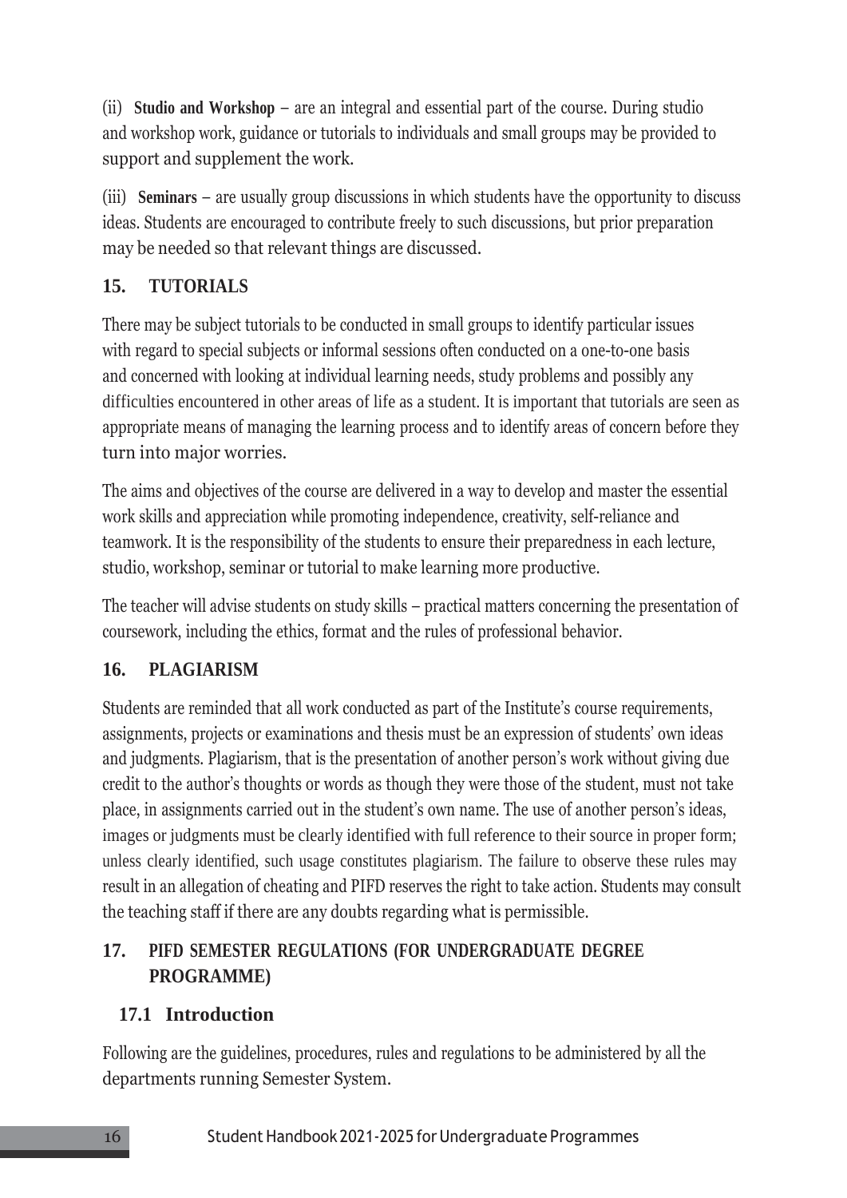(ii) **Studio and Workshop** – are an integral and essential part of the course. During studio and workshop work, guidance or tutorials to individuals and small groups may be provided to support and supplement the work.

(iii) **Seminars** – are usually group discussions in which students have the opportunity to discuss ideas. Students are encouraged to contribute freely to such discussions, but prior preparation may be needed so that relevant things are discussed.

## 15. TUTORIALS

There may be subject tutorials to be conducted in small groups to identify particular issues with regard to special subjects or informal sessions often conducted on a one-to-one basis and concerned with looking at individual learning needs, study problems and possibly any difficulties encountered in other areas of life as a student. It is important that tutorials are seen as appropriate means of managing the learning process and to identify areas of concern before they turn into major worries.

The aims and objectives of the course are delivered in a way to develop and master the essential work skills and appreciation while promoting independence, creativity, self-reliance and teamwork. It is the responsibility of the students to ensure their preparedness in each lecture, studio, workshop, seminar or tutorial to make learning more productive.

The teacher will advise students on study skills – practical matters concerning the presentation of coursework, including the ethics, format and the rules of professional behavior.

## 16. PLAGIARISM

Students are reminded that all work conducted as part of the Institute's course requirements, assignments, projects or examinations and thesis must be an expression of students' own ideas and judgments. Plagiarism, that is the presentation of another person's work without giving due credit to the author's thoughts or words as though they were those of the student, must not take place, in assignments carried out in the student's own name. The use of another person's ideas, images or judgments must be clearly identified with full reference to their source in proper form; unless clearly identified, such usage constitutes plagiarism. The failure to observe these rules may result in an allegation of cheating and PIFD reserves the right to take action. Students may consult the teaching staff if there are any doubts regarding what is permissible.

## 17. PIFD SEMESTER REGULATIONS (FOR UNDERGRADUATE DEGREE PROGRAMME)

### 17.1 Introduction

Following are the guidelines, procedures, rules and regulations to be administered by all the departments running Semester System.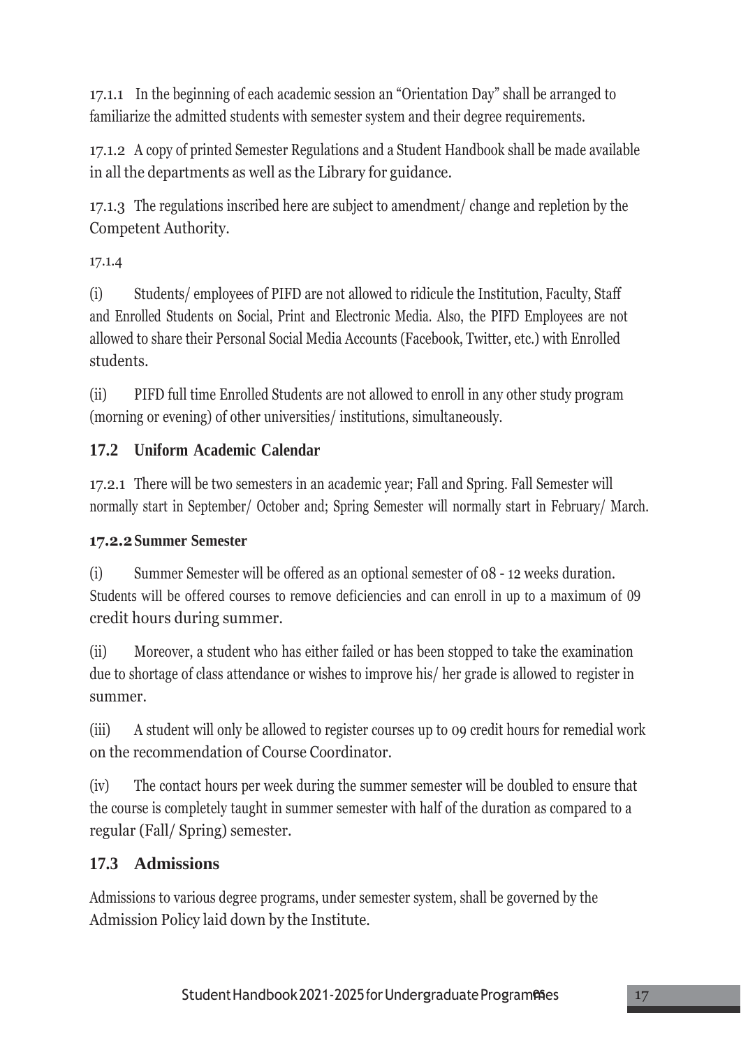17.1.1 In the beginning of each academic session an "Orientation Day" shall be arranged to familiarize the admitted students with semester system and their degree requirements.

17.1.2 A copy of printed Semester Regulations and a Student Handbook shall be made available in all the departments as well as the Library for guidance.

17.1.3 The regulations inscribed here are subject to amendment/ change and repletion by the Competent Authority.

17.1.4

(i) Students/ employees of PIFD are not allowed to ridicule the Institution, Faculty, Staff and Enrolled Students on Social, Print and Electronic Media. Also, the PIFD Employees are not allowed to share their Personal Social Media Accounts (Facebook, Twitter, etc.) with Enrolled students.

(ii) PIFD full time Enrolled Students are not allowed to enroll in any other study program (morning or evening) of other universities/ institutions, simultaneously.

## 17.2 Uniform Academic Calendar

17.2.1 There will be two semesters in an academic year; Fall and Spring. Fall Semester will normally start in September/ October and; Spring Semester will normally start in February/ March.

### 17.2.2 Summer Semester

(i) Summer Semester will be offered as an optional semester of 08 - 12 weeks duration. Students will be offered courses to remove deficiencies and can enroll in up to a maximum of 09 credit hours during summer.

(ii) Moreover, a student who has either failed or has been stopped to take the examination due to shortage of class attendance or wishes to improve his/ her grade is allowed to register in summer.

(iii) A student will only be allowed to register courses up to 09 credit hours for remedial work on the recommendation of Course Coordinator.

(iv) The contact hours per week during the summer semester will be doubled to ensure that the course is completely taught in summer semester with half of the duration as compared to a regular (Fall/ Spring) semester.

## 17.3 Admissions

Admissions to various degree programs, under semester system, shall be governed by the Admission Policy laid down by the Institute.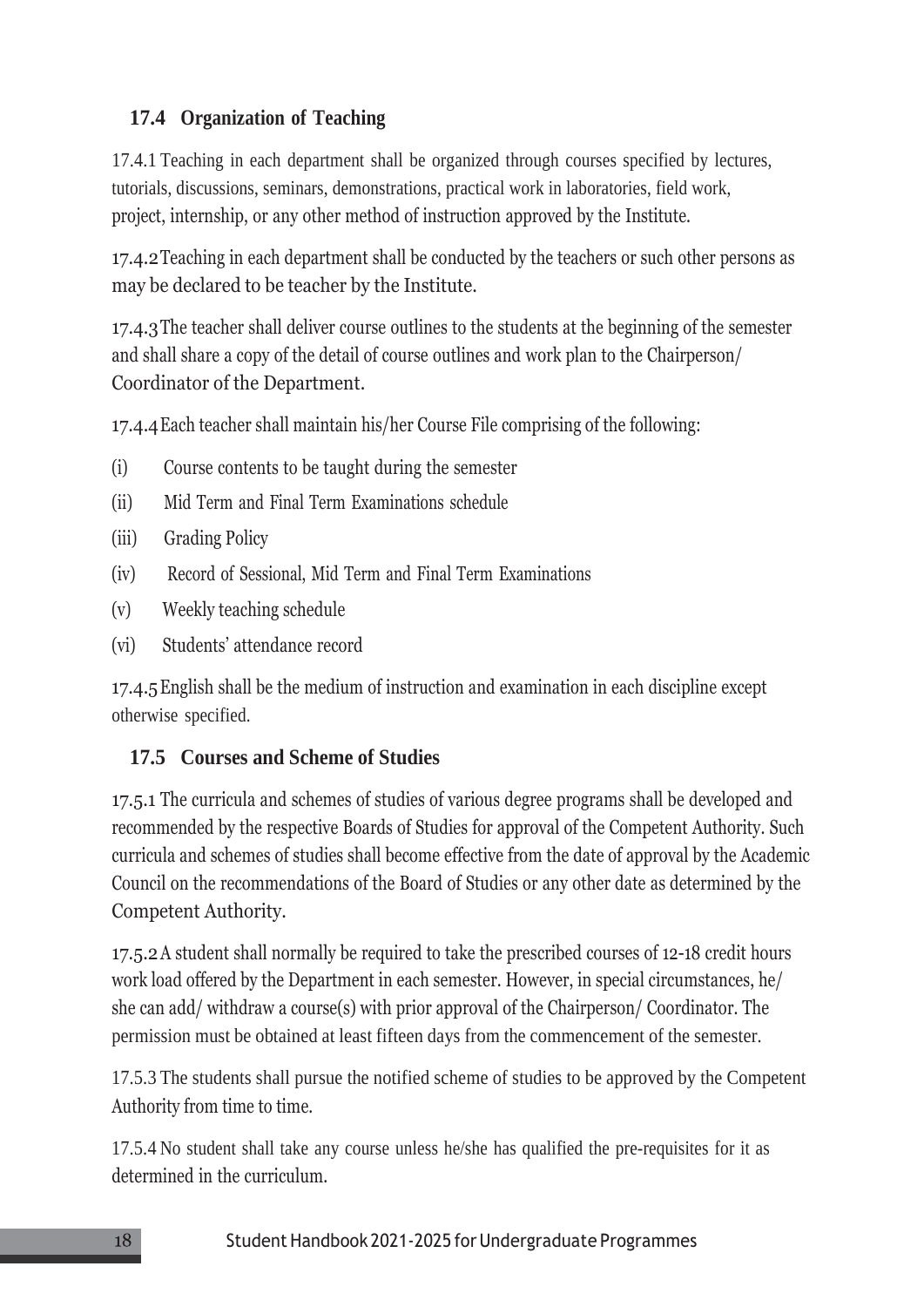### 17.4 Organization of Teaching

17.4.1 Teaching in each department shall be organized through courses specified by lectures, tutorials, discussions, seminars, demonstrations, practical work in laboratories, field work, project, internship, or any other method of instruction approved by the Institute.

17.4.2 Teaching in each department shall be conducted by the teachers or such other persons as may be declared to be teacher by the Institute.

17.4.3 The teacher shall deliver course outlines to the students at the beginning of the semester and shall share a copy of the detail of course outlines and work plan to the Chairperson/ Coordinator of the Department.

17.4.4 Each teacher shall maintain his/her Course File comprising of the following:

(i) Course contents to be taught during the semester

(ii) Mid Term and Final Term Examinations schedule

(iii) Grading Policy

(iv) Record of Sessional, Mid Term and Final Term Examinations

(v) Weekly teaching schedule

(vi) Students' attendance record

17.4.5 English shall be the medium of instruction and examination in each discipline except otherwise specified.

### 17.5 Courses and Scheme of Studies

17.5.1 The curricula and schemes of studies of various degree programs shall be developed and recommended by the respective Boards of Studies for approval of the Competent Authority. Such curricula and schemes of studies shall become effective from the date of approval by the Academic Council on the recommendations of the Board of Studies or any other date as determined by the Competent Authority.

17.5.2 A student shall normally be required to take the prescribed courses of 12-18 credit hours work load offered by the Department in each semester. However, in special circumstances, he/ she can add/ withdraw a course(s) with prior approval of the Chairperson/ Coordinator. The permission must be obtained at least fifteen days from the commencement of the semester.

17.5.3 The students shall pursue the notified scheme of studies to be approved by the Competent Authority from time to time.

17.5.4 No student shall take any course unless he/she has qualified the pre-requisites for it as determined in the curriculum.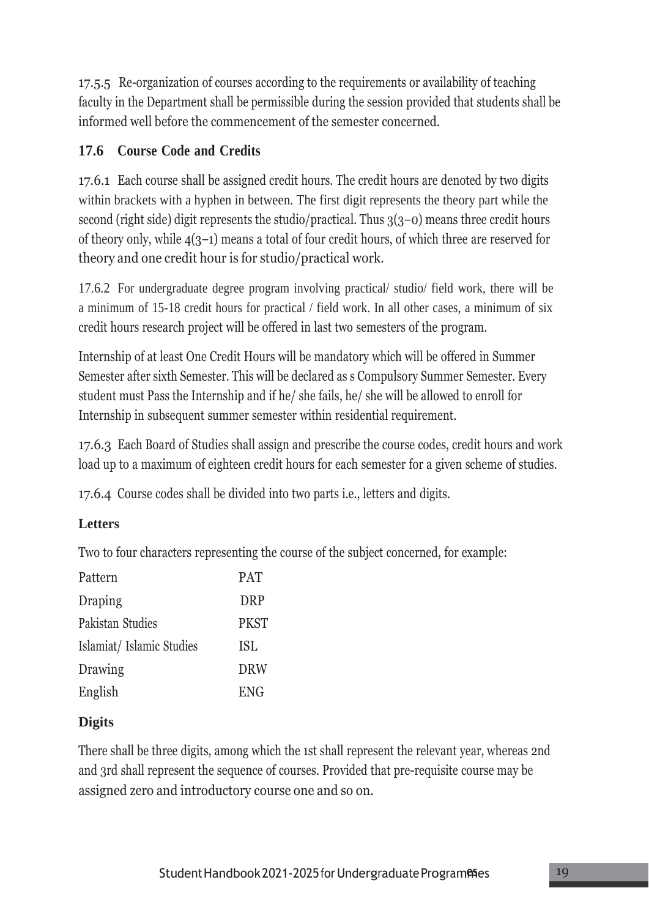17.5.5 Re-organization of courses according to the requirements or availability of teaching faculty in the Department shall be permissible during the session provided that students shall be informed well before the commencement of the semester concerned.

## 17.6 Course Code and Credits

17.6.1 Each course shall be assigned credit hours. The credit hours are denoted by two digits within brackets with a hyphen in between. The first digit represents the theory part while the second (right side) digit represents the studio/practical. Thus 3(3–0) means three credit hours of theory only, while 4(3–1) means a total of four credit hours, of which three are reserved for theory and one credit hour is for studio/practical work.

17.6.2 For undergraduate degree program involving practical/ studio/ field work, there will be a minimum of 15-18 credit hours for practical / field work. In all other cases, a minimum of six credit hours research project will be offered in last two semesters of the program.

Internship of at least One Credit Hours will be mandatory which will be offered in Summer Semester after sixth Semester. This will be declared as s Compulsory Summer Semester. Every student must Pass the Internship and if he/ she fails, he/ she will be allowed to enroll for Internship in subsequent summer semester within residential requirement.

17.6.3 Each Board of Studies shall assign and prescribe the course codes, credit hours and work load up to a maximum of eighteen credit hours for each semester for a given scheme of studies.

17.6.4 Course codes shall be divided into two parts i.e., letters and digits.

**Letters**

Two to four characters representing the course of the subject concerned, for example:

| | |
|---|---|
| Pattern | PAT |
| Draping | DRP |
| Pakistan Studies | PKST |
| Islamiat/ Islamic Studies | ISL |
| Drawing | DRW |
| English | ENG |

**Digits**

There shall be three digits, among which the 1st shall represent the relevant year, whereas 2nd and 3rd shall represent the sequence of courses. Provided that pre-requisite course may be assigned zero and introductory course one and so on.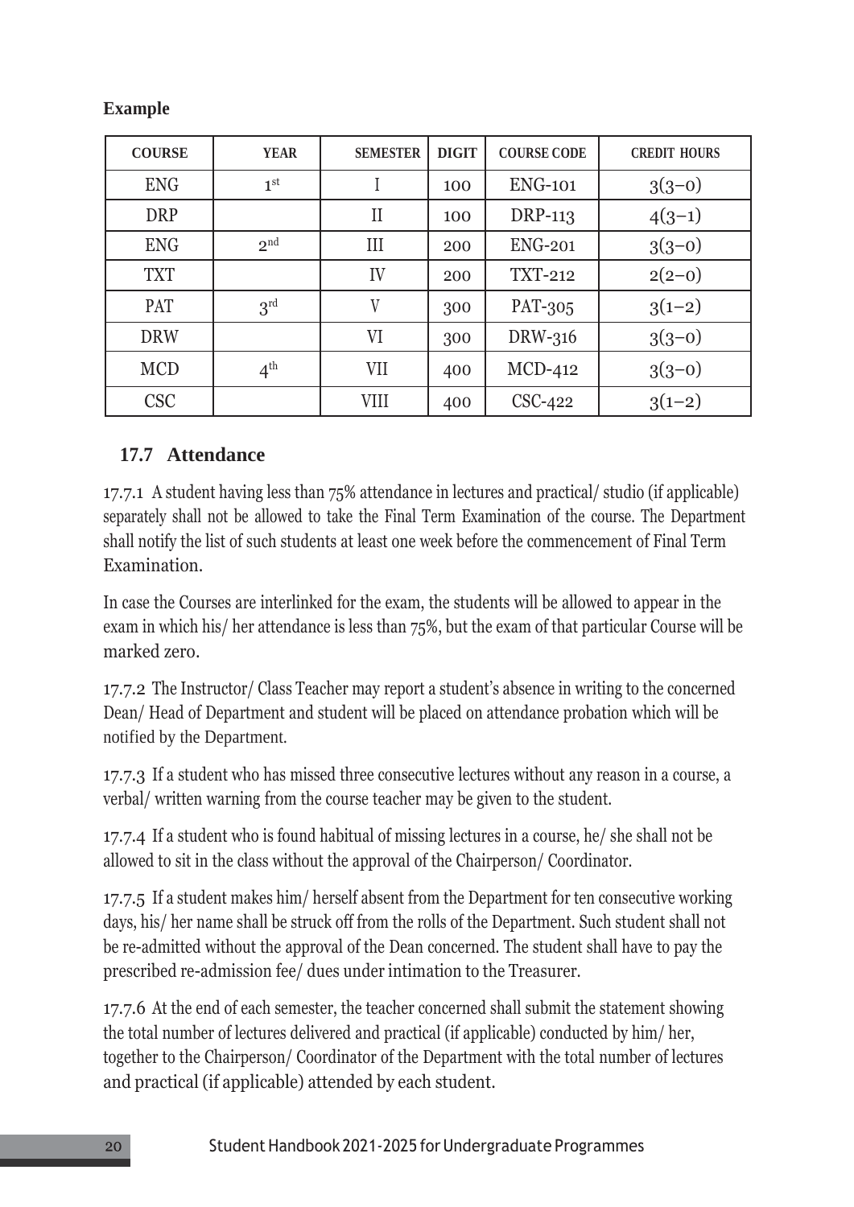**Example**

| COURSE | YEAR | SEMESTER | DIGIT | COURSE CODE | CREDIT HOURS |
|---|---|---|---|---|---|
| ENG | 1st | I | 100 | ENG-101 | 3(3–0) |
| DRP | | II | 100 | DRP-113 | 4(3–1) |
| ENG | 2nd | III | 200 | ENG-201 | 3(3–0) |
| TXT | | IV | 200 | TXT-212 | 2(2–0) |
| PAT | 3rd | V | 300 | PAT-305 | 3(1–2) |
| DRW | | VI | 300 | DRW-316 | 3(3–0) |
| MCD | 4th | VII | 400 | MCD-412 | 3(3–0) |
| CSC | | VIII | 400 | CSC-422 | 3(1–2) |

## 17.7 Attendance

17.7.1 A student having less than 75% attendance in lectures and practical/ studio (if applicable) separately shall not be allowed to take the Final Term Examination of the course. The Department shall notify the list of such students at least one week before the commencement of Final Term Examination.

In case the Courses are interlinked for the exam, the students will be allowed to appear in the exam in which his/ her attendance is less than 75%, but the exam of that particular Course will be marked zero.

17.7.2 The Instructor/ Class Teacher may report a student's absence in writing to the concerned Dean/ Head of Department and student will be placed on attendance probation which will be notified by the Department.

17.7.3 If a student who has missed three consecutive lectures without any reason in a course, a verbal/ written warning from the course teacher may be given to the student.

17.7.4 If a student who is found habitual of missing lectures in a course, he/ she shall not be allowed to sit in the class without the approval of the Chairperson/ Coordinator.

17.7.5 If a student makes him/ herself absent from the Department for ten consecutive working days, his/ her name shall be struck off from the rolls of the Department. Such student shall not be re-admitted without the approval of the Dean concerned. The student shall have to pay the prescribed re-admission fee/ dues under intimation to the Treasurer.

17.7.6 At the end of each semester, the teacher concerned shall submit the statement showing the total number of lectures delivered and practical (if applicable) conducted by him/ her, together to the Chairperson/ Coordinator of the Department with the total number of lectures and practical (if applicable) attended by each student.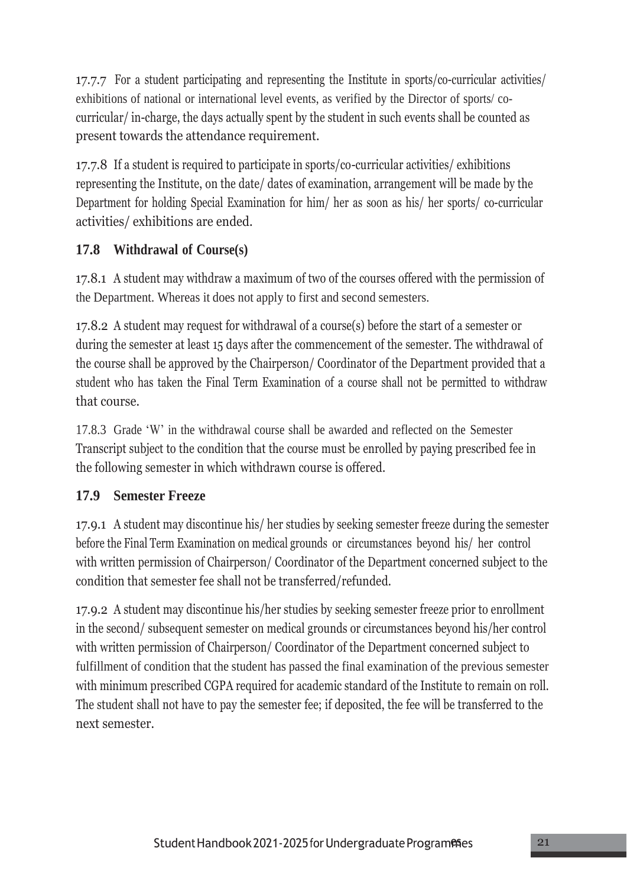17.7.7 For a student participating and representing the Institute in sports/co-curricular activities/ exhibitions of national or international level events, as verified by the Director of sports/ co-curricular/ in-charge, the days actually spent by the student in such events shall be counted as present towards the attendance requirement.

17.7.8 If a student is required to participate in sports/co-curricular activities/ exhibitions representing the Institute, on the date/ dates of examination, arrangement will be made by the Department for holding Special Examination for him/ her as soon as his/ her sports/ co-curricular activities/ exhibitions are ended.

### 17.8 Withdrawal of Course(s)

17.8.1 A student may withdraw a maximum of two of the courses offered with the permission of the Department. Whereas it does not apply to first and second semesters.

17.8.2 A student may request for withdrawal of a course(s) before the start of a semester or during the semester at least 15 days after the commencement of the semester. The withdrawal of the course shall be approved by the Chairperson/ Coordinator of the Department provided that a student who has taken the Final Term Examination of a course shall not be permitted to withdraw that course.

17.8.3 Grade 'W' in the withdrawal course shall be awarded and reflected on the Semester Transcript subject to the condition that the course must be enrolled by paying prescribed fee in the following semester in which withdrawn course is offered.

### 17.9 Semester Freeze

17.9.1 A student may discontinue his/ her studies by seeking semester freeze during the semester before the Final Term Examination on medical grounds or circumstances beyond his/ her control with written permission of Chairperson/ Coordinator of the Department concerned subject to the condition that semester fee shall not be transferred/refunded.

17.9.2 A student may discontinue his/her studies by seeking semester freeze prior to enrollment in the second/ subsequent semester on medical grounds or circumstances beyond his/her control with written permission of Chairperson/ Coordinator of the Department concerned subject to fulfillment of condition that the student has passed the final examination of the previous semester with minimum prescribed CGPA required for academic standard of the Institute to remain on roll. The student shall not have to pay the semester fee; if deposited, the fee will be transferred to the next semester.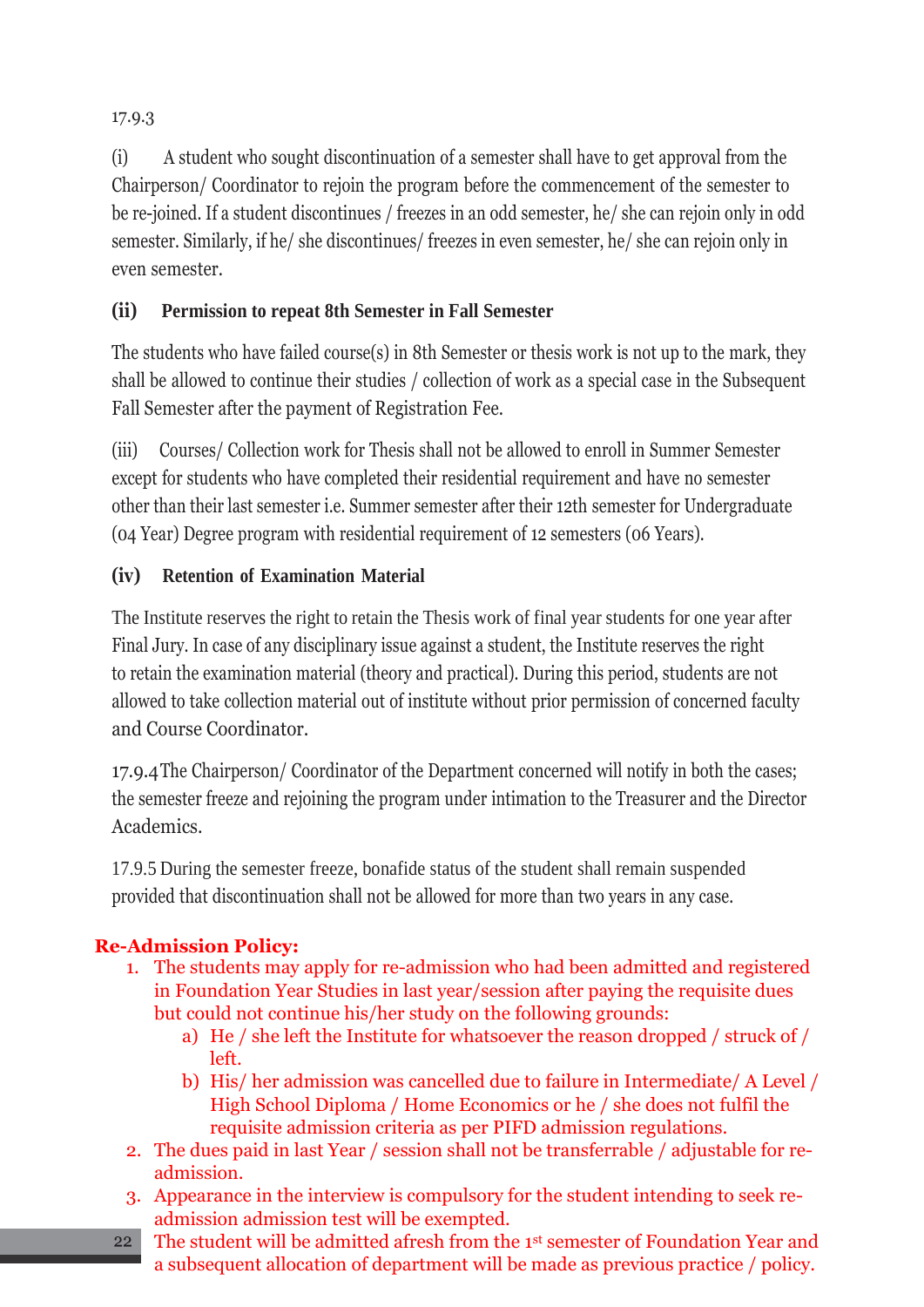17.9.3

(i) A student who sought discontinuation of a semester shall have to get approval from the Chairperson/ Coordinator to rejoin the program before the commencement of the semester to be re-joined. If a student discontinues / freezes in an odd semester, he/ she can rejoin only in odd semester. Similarly, if he/ she discontinues/ freezes in even semester, he/ she can rejoin only in even semester.

**(ii) Permission to repeat 8th Semester in Fall Semester**

The students who have failed course(s) in 8th Semester or thesis work is not up to the mark, they shall be allowed to continue their studies / collection of work as a special case in the Subsequent Fall Semester after the payment of Registration Fee.

(iii) Courses/ Collection work for Thesis shall not be allowed to enroll in Summer Semester except for students who have completed their residential requirement and have no semester other than their last semester i.e. Summer semester after their 12th semester for Undergraduate (04 Year) Degree program with residential requirement of 12 semesters (06 Years).

**(iv) Retention of Examination Material**

The Institute reserves the right to retain the Thesis work of final year students for one year after Final Jury. In case of any disciplinary issue against a student, the Institute reserves the right to retain the examination material (theory and practical). During this period, students are not allowed to take collection material out of institute without prior permission of concerned faculty and Course Coordinator.

17.9.4 The Chairperson/ Coordinator of the Department concerned will notify in both the cases; the semester freeze and rejoining the program under intimation to the Treasurer and the Director Academics.

17.9.5 During the semester freeze, bonafide status of the student shall remain suspended provided that discontinuation shall not be allowed for more than two years in any case.

**Re-Admission Policy:**

1. The students may apply for re-admission who had been admitted and registered in Foundation Year Studies in last year/session after paying the requisite dues but could not continue his/her study on the following grounds:
   a) He / she left the Institute for whatsoever the reason dropped / struck of / left.
   b) His/ her admission was cancelled due to failure in Intermediate/ A Level / High School Diploma / Home Economics or he / she does not fulfil the requisite admission criteria as per PIFD admission regulations.
2. The dues paid in last Year / session shall not be transferrable / adjustable for re-admission.
3. Appearance in the interview is compulsory for the student intending to seek re-admission admission test will be exempted.
4. The student will be admitted afresh from the 1st semester of Foundation Year and a subsequent allocation of department will be made as previous practice / policy.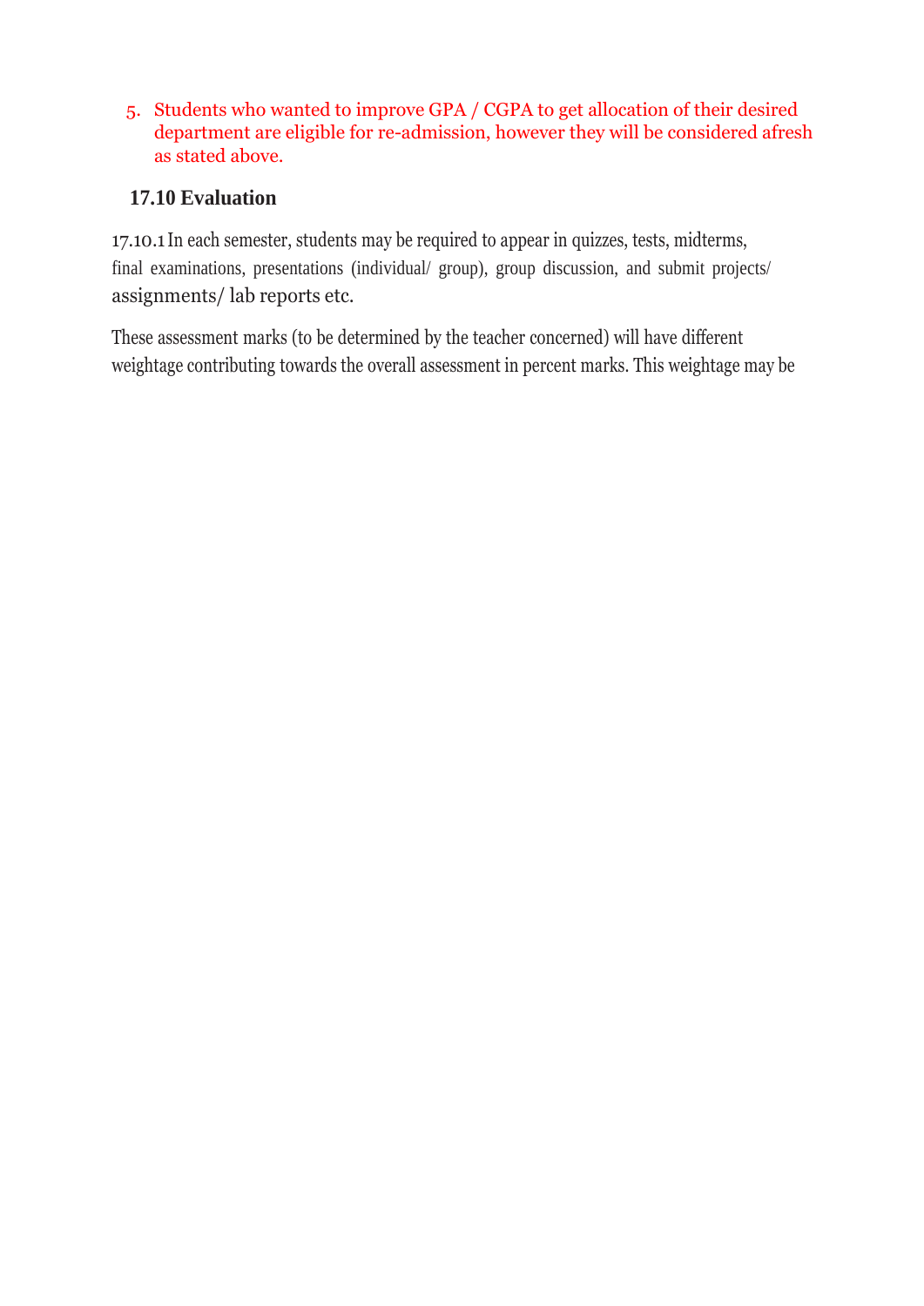5. Students who wanted to improve GPA / CGPA to get allocation of their desired department are eligible for re-admission, however they will be considered afresh as stated above.

### 17.10 Evaluation

17.10.1 In each semester, students may be required to appear in quizzes, tests, midterms, final examinations, presentations (individual/ group), group discussion, and submit projects/ assignments/ lab reports etc.

These assessment marks (to be determined by the teacher concerned) will have different weightage contributing towards the overall assessment in percent marks. This weightage may be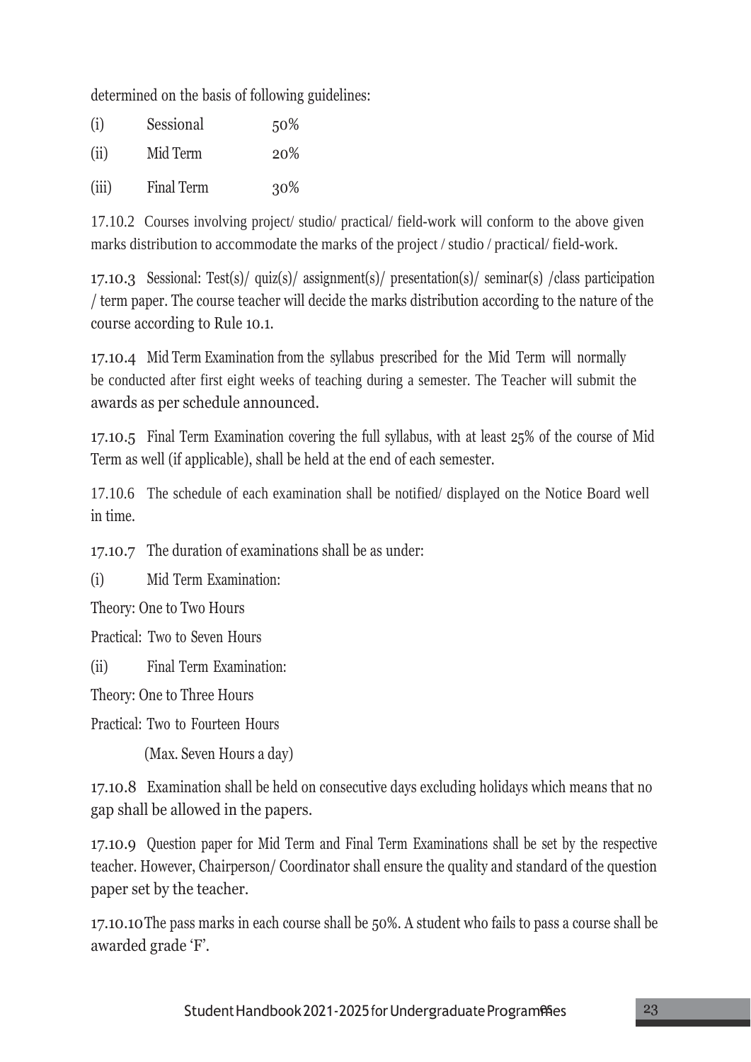determined on the basis of following guidelines:

| | | |
|---|---|---|
| (i) | Sessional | 50% |
| (ii) | Mid Term | 20% |
| (iii) | Final Term | 30% |

17.10.2 Courses involving project/ studio/ practical/ field-work will conform to the above given marks distribution to accommodate the marks of the project / studio / practical/ field-work.

17.10.3 Sessional: Test(s)/ quiz(s)/ assignment(s)/ presentation(s)/ seminar(s) /class participation / term paper. The course teacher will decide the marks distribution according to the nature of the course according to Rule 10.1.

17.10.4 Mid Term Examination from the syllabus prescribed for the Mid Term will normally be conducted after first eight weeks of teaching during a semester. The Teacher will submit the awards as per schedule announced.

17.10.5 Final Term Examination covering the full syllabus, with at least 25% of the course of Mid Term as well (if applicable), shall be held at the end of each semester.

17.10.6 The schedule of each examination shall be notified/ displayed on the Notice Board well in time.

17.10.7 The duration of examinations shall be as under:

(i) Mid Term Examination:

Theory: One to Two Hours

Practical: Two to Seven Hours

(ii) Final Term Examination:

Theory: One to Three Hours

Practical: Two to Fourteen Hours

(Max. Seven Hours a day)

17.10.8 Examination shall be held on consecutive days excluding holidays which means that no gap shall be allowed in the papers.

17.10.9 Question paper for Mid Term and Final Term Examinations shall be set by the respective teacher. However, Chairperson/ Coordinator shall ensure the quality and standard of the question paper set by the teacher.

17.10.10 The pass marks in each course shall be 50%. A student who fails to pass a course shall be awarded grade 'F'.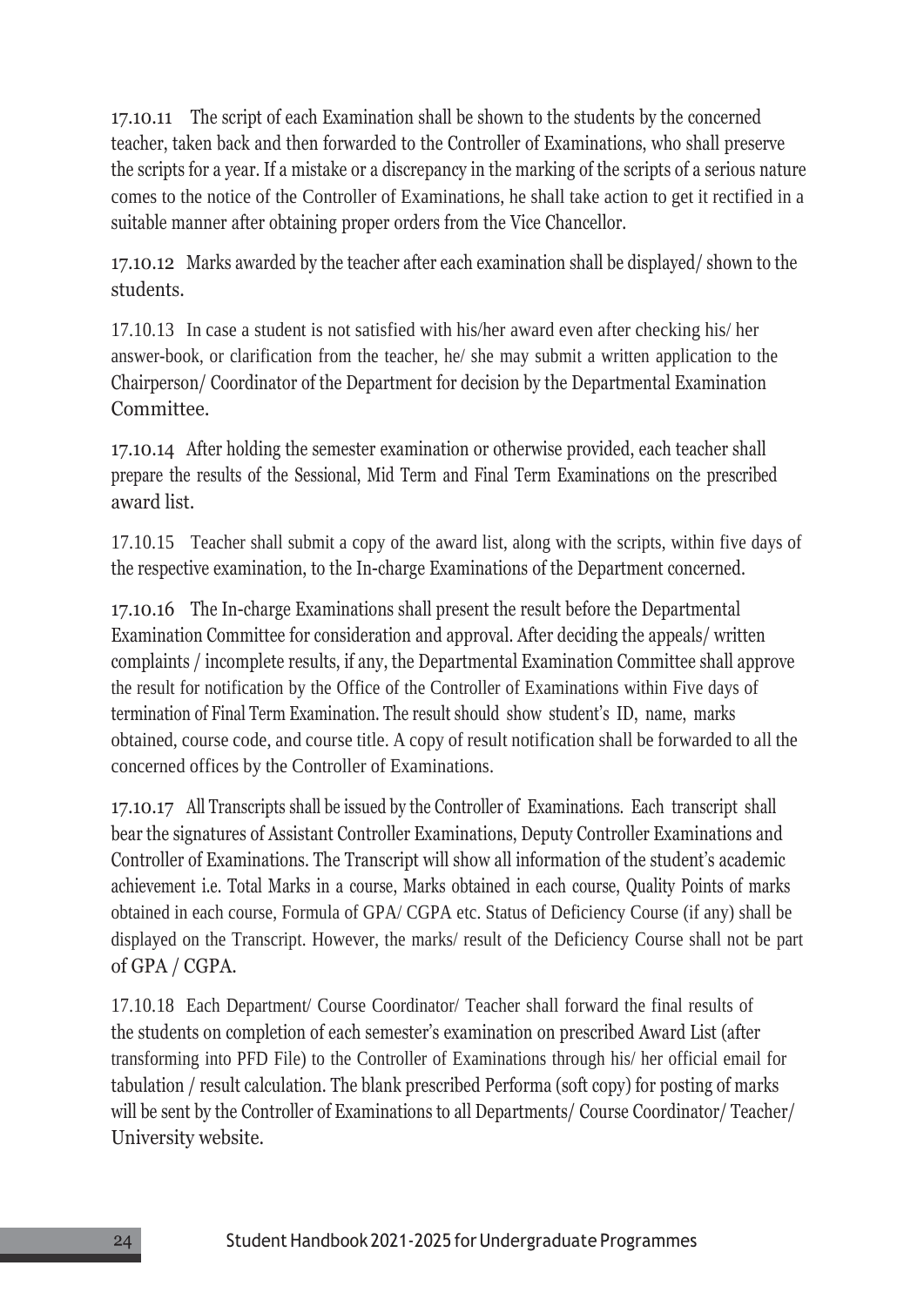17.10.11 The script of each Examination shall be shown to the students by the concerned teacher, taken back and then forwarded to the Controller of Examinations, who shall preserve the scripts for a year. If a mistake or a discrepancy in the marking of the scripts of a serious nature comes to the notice of the Controller of Examinations, he shall take action to get it rectified in a suitable manner after obtaining proper orders from the Vice Chancellor.

17.10.12 Marks awarded by the teacher after each examination shall be displayed/ shown to the students.

17.10.13 In case a student is not satisfied with his/her award even after checking his/ her answer-book, or clarification from the teacher, he/ she may submit a written application to the Chairperson/ Coordinator of the Department for decision by the Departmental Examination Committee.

17.10.14 After holding the semester examination or otherwise provided, each teacher shall prepare the results of the Sessional, Mid Term and Final Term Examinations on the prescribed award list.

17.10.15 Teacher shall submit a copy of the award list, along with the scripts, within five days of the respective examination, to the In-charge Examinations of the Department concerned.

17.10.16 The In-charge Examinations shall present the result before the Departmental Examination Committee for consideration and approval. After deciding the appeals/ written complaints / incomplete results, if any, the Departmental Examination Committee shall approve the result for notification by the Office of the Controller of Examinations within Five days of termination of Final Term Examination. The result should show student's ID, name, marks obtained, course code, and course title. A copy of result notification shall be forwarded to all the concerned offices by the Controller of Examinations.

17.10.17 All Transcripts shall be issued by the Controller of Examinations. Each transcript shall bear the signatures of Assistant Controller Examinations, Deputy Controller Examinations and Controller of Examinations. The Transcript will show all information of the student's academic achievement i.e. Total Marks in a course, Marks obtained in each course, Quality Points of marks obtained in each course, Formula of GPA/ CGPA etc. Status of Deficiency Course (if any) shall be displayed on the Transcript. However, the marks/ result of the Deficiency Course shall not be part of GPA / CGPA.

17.10.18 Each Department/ Course Coordinator/ Teacher shall forward the final results of the students on completion of each semester's examination on prescribed Award List (after transforming into PFD File) to the Controller of Examinations through his/ her official email for tabulation / result calculation. The blank prescribed Performa (soft copy) for posting of marks will be sent by the Controller of Examinations to all Departments/ Course Coordinator/ Teacher/ University website.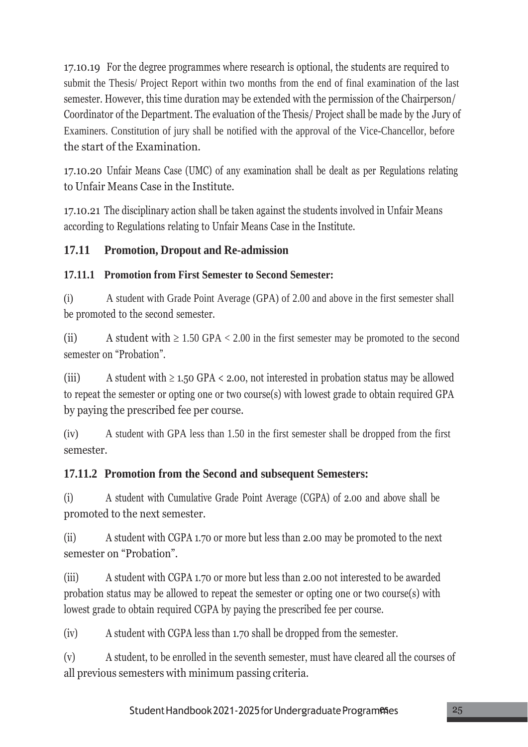17.10.19 For the degree programmes where research is optional, the students are required to submit the Thesis/ Project Report within two months from the end of final examination of the last semester. However, this time duration may be extended with the permission of the Chairperson/ Coordinator of the Department. The evaluation of the Thesis/ Project shall be made by the Jury of Examiners. Constitution of jury shall be notified with the approval of the Vice-Chancellor, before the start of the Examination.

17.10.20 Unfair Means Case (UMC) of any examination shall be dealt as per Regulations relating to Unfair Means Case in the Institute.

17.10.21 The disciplinary action shall be taken against the students involved in Unfair Means according to Regulations relating to Unfair Means Case in the Institute.

## 17.11 Promotion, Dropout and Re-admission

### 17.11.1 Promotion from First Semester to Second Semester:

(i) A student with Grade Point Average (GPA) of 2.00 and above in the first semester shall be promoted to the second semester.

(ii) A student with $\geq 1.50$ GPA $< 2.00$ in the first semester may be promoted to the second semester on "Probation".

(iii) A student with $\geq 1.50$ GPA $< 2.00$, not interested in probation status may be allowed to repeat the semester or opting one or two course(s) with lowest grade to obtain required GPA by paying the prescribed fee per course.

(iv) A student with GPA less than 1.50 in the first semester shall be dropped from the first semester.

### 17.11.2 Promotion from the Second and subsequent Semesters:

(i) A student with Cumulative Grade Point Average (CGPA) of 2.00 and above shall be promoted to the next semester.

(ii) A student with CGPA 1.70 or more but less than 2.00 may be promoted to the next semester on "Probation".

(iii) A student with CGPA 1.70 or more but less than 2.00 not interested to be awarded probation status may be allowed to repeat the semester or opting one or two course(s) with lowest grade to obtain required CGPA by paying the prescribed fee per course.

(iv) A student with CGPA less than 1.70 shall be dropped from the semester.

(v) A student, to be enrolled in the seventh semester, must have cleared all the courses of all previous semesters with minimum passing criteria.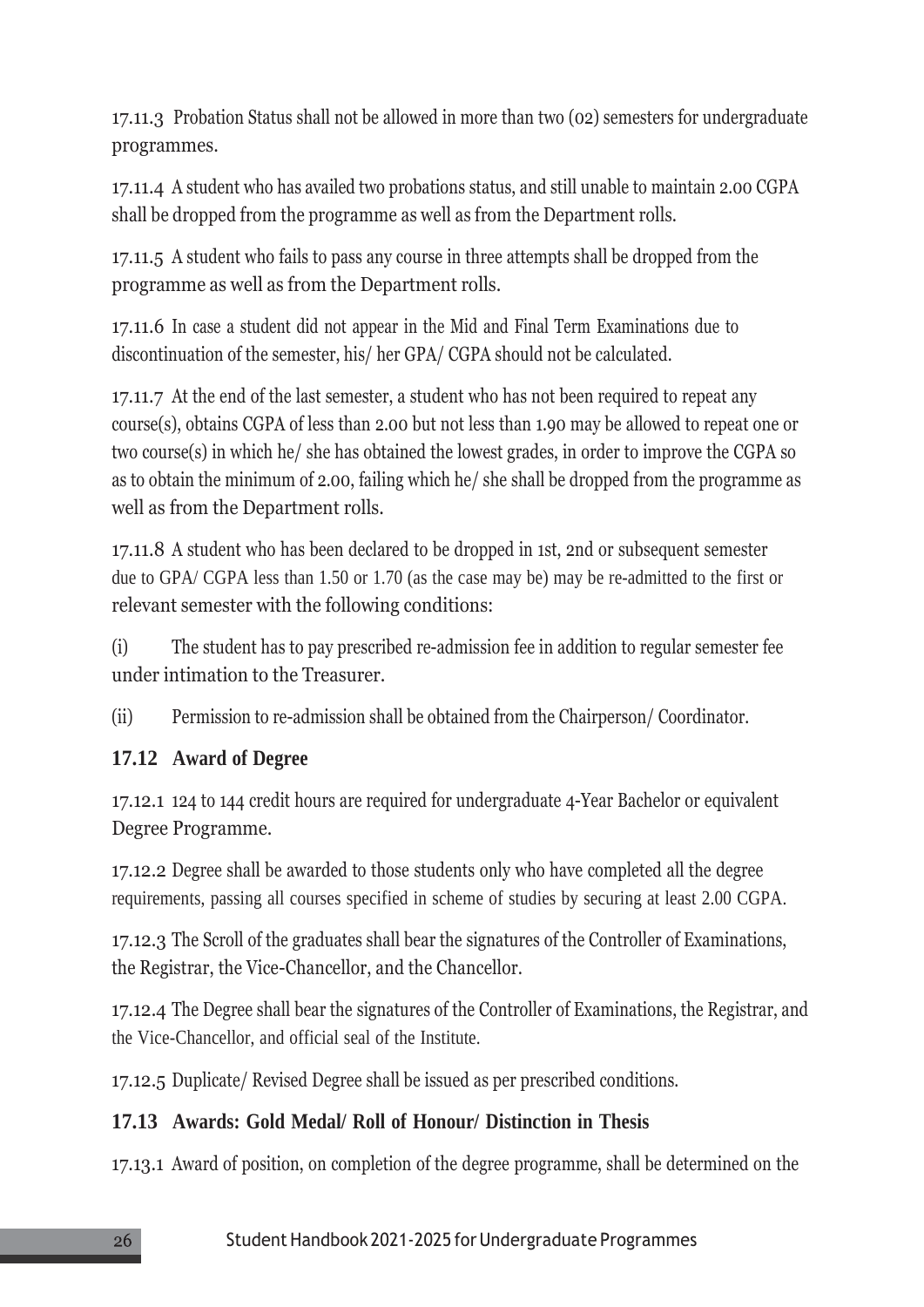17.11.3 Probation Status shall not be allowed in more than two (02) semesters for undergraduate programmes.

17.11.4 A student who has availed two probations status, and still unable to maintain 2.00 CGPA shall be dropped from the programme as well as from the Department rolls.

17.11.5 A student who fails to pass any course in three attempts shall be dropped from the programme as well as from the Department rolls.

17.11.6 In case a student did not appear in the Mid and Final Term Examinations due to discontinuation of the semester, his/ her GPA/ CGPA should not be calculated.

17.11.7 At the end of the last semester, a student who has not been required to repeat any course(s), obtains CGPA of less than 2.00 but not less than 1.90 may be allowed to repeat one or two course(s) in which he/ she has obtained the lowest grades, in order to improve the CGPA so as to obtain the minimum of 2.00, failing which he/ she shall be dropped from the programme as well as from the Department rolls.

17.11.8 A student who has been declared to be dropped in 1st, 2nd or subsequent semester due to GPA/ CGPA less than 1.50 or 1.70 (as the case may be) may be re-admitted to the first or relevant semester with the following conditions:

(i) The student has to pay prescribed re-admission fee in addition to regular semester fee under intimation to the Treasurer.

(ii) Permission to re-admission shall be obtained from the Chairperson/ Coordinator.

## 17.12 Award of Degree

17.12.1 124 to 144 credit hours are required for undergraduate 4-Year Bachelor or equivalent Degree Programme.

17.12.2 Degree shall be awarded to those students only who have completed all the degree requirements, passing all courses specified in scheme of studies by securing at least 2.00 CGPA.

17.12.3 The Scroll of the graduates shall bear the signatures of the Controller of Examinations, the Registrar, the Vice-Chancellor, and the Chancellor.

17.12.4 The Degree shall bear the signatures of the Controller of Examinations, the Registrar, and the Vice-Chancellor, and official seal of the Institute.

17.12.5 Duplicate/ Revised Degree shall be issued as per prescribed conditions.

## 17.13 Awards: Gold Medal/ Roll of Honour/ Distinction in Thesis

17.13.1 Award of position, on completion of the degree programme, shall be determined on the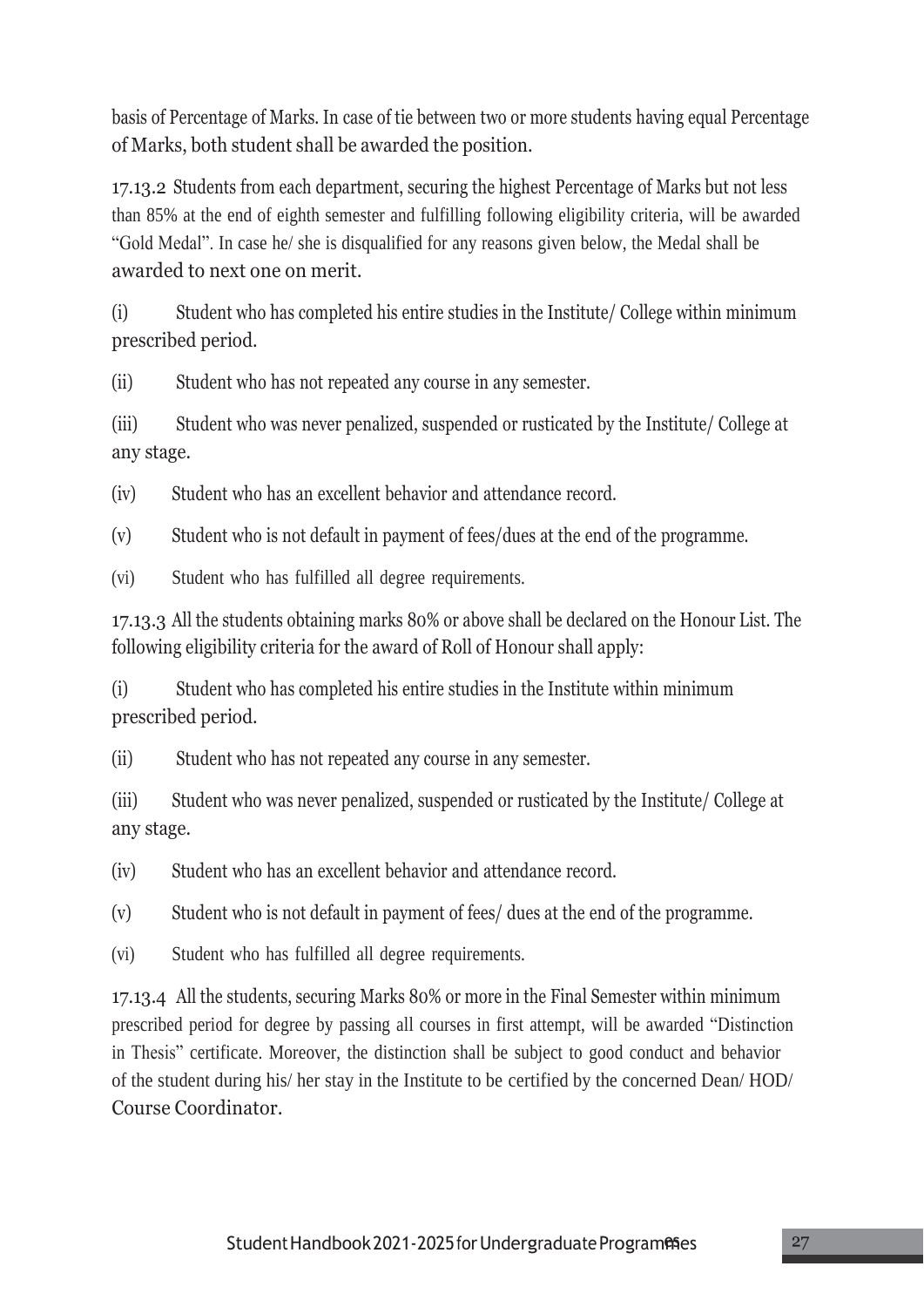basis of Percentage of Marks. In case of tie between two or more students having equal Percentage of Marks, both student shall be awarded the position.

17.13.2 Students from each department, securing the highest Percentage of Marks but not less than 85% at the end of eighth semester and fulfilling following eligibility criteria, will be awarded "Gold Medal". In case he/ she is disqualified for any reasons given below, the Medal shall be awarded to next one on merit.

(i) Student who has completed his entire studies in the Institute/ College within minimum prescribed period.

(ii) Student who has not repeated any course in any semester.

(iii) Student who was never penalized, suspended or rusticated by the Institute/ College at any stage.

(iv) Student who has an excellent behavior and attendance record.

(v) Student who is not default in payment of fees/dues at the end of the programme.

(vi) Student who has fulfilled all degree requirements.

17.13.3 All the students obtaining marks 80% or above shall be declared on the Honour List. The following eligibility criteria for the award of Roll of Honour shall apply:

(i) Student who has completed his entire studies in the Institute within minimum prescribed period.

(ii) Student who has not repeated any course in any semester.

(iii) Student who was never penalized, suspended or rusticated by the Institute/ College at any stage.

(iv) Student who has an excellent behavior and attendance record.

(v) Student who is not default in payment of fees/ dues at the end of the programme.

(vi) Student who has fulfilled all degree requirements.

17.13.4 All the students, securing Marks 80% or more in the Final Semester within minimum prescribed period for degree by passing all courses in first attempt, will be awarded "Distinction in Thesis" certificate. Moreover, the distinction shall be subject to good conduct and behavior of the student during his/ her stay in the Institute to be certified by the concerned Dean/ HOD/ Course Coordinator.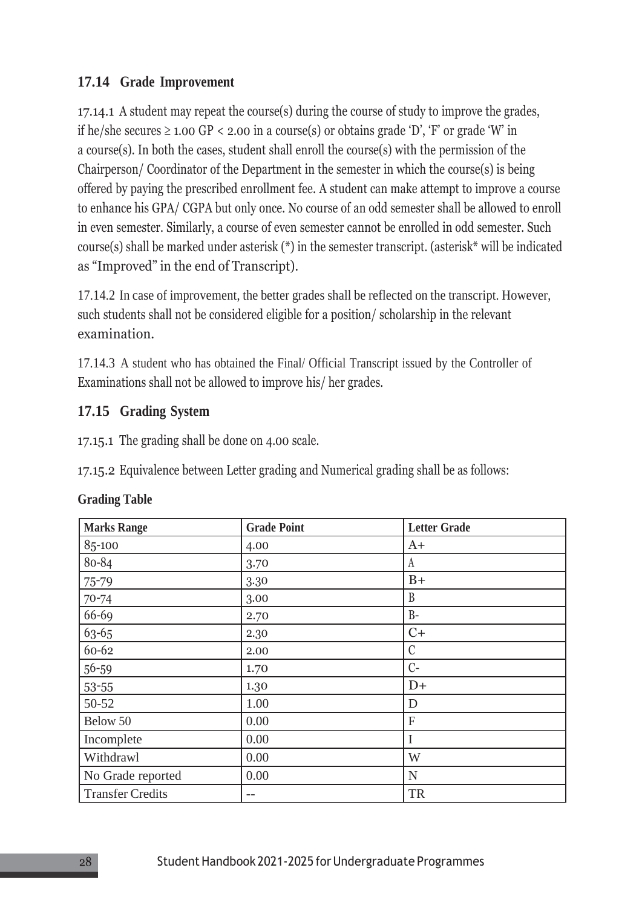### 17.14 Grade Improvement

17.14.1 A student may repeat the course(s) during the course of study to improve the grades, if he/she secures ≥ 1.00 GP < 2.00 in a course(s) or obtains grade 'D', 'F' or grade 'W' in a course(s). In both the cases, student shall enroll the course(s) with the permission of the Chairperson/ Coordinator of the Department in the semester in which the course(s) is being offered by paying the prescribed enrollment fee. A student can make attempt to improve a course to enhance his GPA/ CGPA but only once. No course of an odd semester shall be allowed to enroll in even semester. Similarly, a course of even semester cannot be enrolled in odd semester. Such course(s) shall be marked under asterisk (*) in the semester transcript. (asterisk* will be indicated as "Improved" in the end of Transcript).

17.14.2 In case of improvement, the better grades shall be reflected on the transcript. However, such students shall not be considered eligible for a position/ scholarship in the relevant examination.

17.14.3 A student who has obtained the Final/ Official Transcript issued by the Controller of Examinations shall not be allowed to improve his/ her grades.

### 17.15 Grading System

17.15.1 The grading shall be done on 4.00 scale.

17.15.2 Equivalence between Letter grading and Numerical grading shall be as follows:

**Grading Table**

| Marks Range | Grade Point | Letter Grade |
|---|---|---|
| 85-100 | 4.00 | A+ |
| 80-84 | 3.70 | A |
| 75-79 | 3.30 | B+ |
| 70-74 | 3.00 | B |
| 66-69 | 2.70 | B- |
| 63-65 | 2.30 | C+ |
| 60-62 | 2.00 | C |
| 56-59 | 1.70 | C- |
| 53-55 | 1.30 | D+ |
| 50-52 | 1.00 | D |
| Below 50 | 0.00 | F |
| Incomplete | 0.00 | I |
| Withdrawl | 0.00 | W |
| No Grade reported | 0.00 | N |
| Transfer Credits | -- | TR |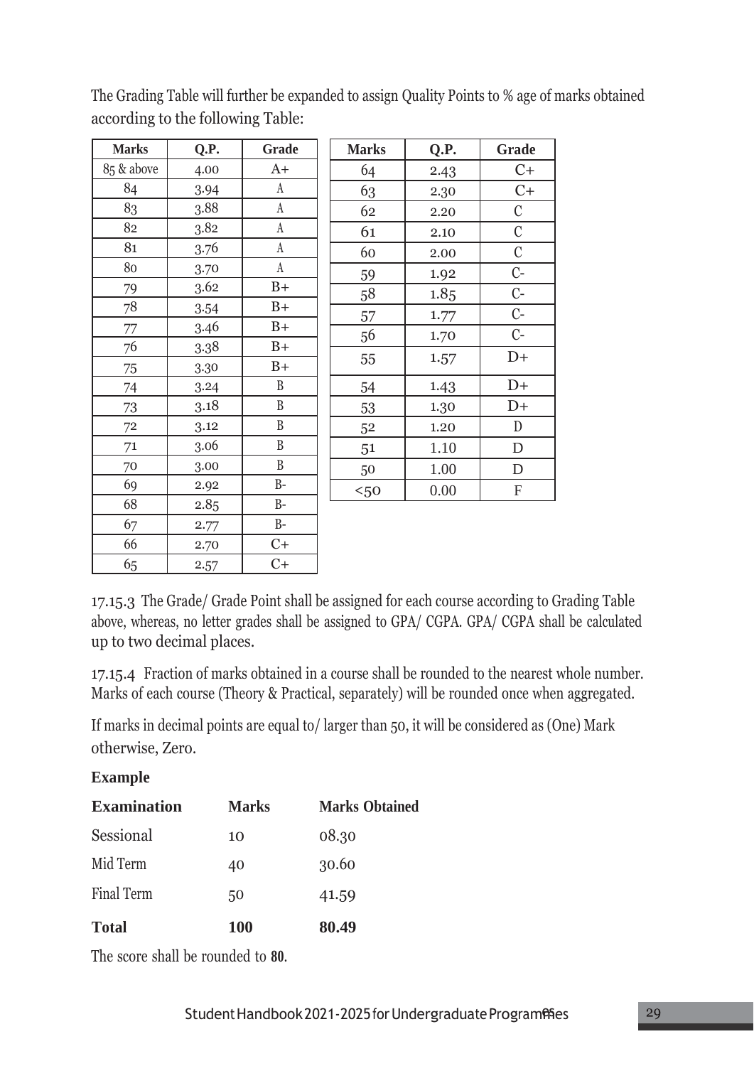The Grading Table will further be expanded to assign Quality Points to % age of marks obtained according to the following Table:

| Marks | Q.P. | Grade |
|---|---|---|
| 85 & above | 4.00 | A+ |
| 84 | 3.94 | A |
| 83 | 3.88 | A |
| 82 | 3.82 | A |
| 81 | 3.76 | A |
| 80 | 3.70 | A |
| 79 | 3.62 | B+ |
| 78 | 3.54 | B+ |
| 77 | 3.46 | B+ |
| 76 | 3.38 | B+ |
| 75 | 3.30 | B+ |
| 74 | 3.24 | B |
| 73 | 3.18 | B |
| 72 | 3.12 | B |
| 71 | 3.06 | B |
| 70 | 3.00 | B |
| 69 | 2.92 | B- |
| 68 | 2.85 | B- |
| 67 | 2.77 | B- |
| 66 | 2.70 | C+ |
| 65 | 2.57 | C+ |

| Marks | Q.P. | Grade |
|---|---|---|
| 64 | 2.43 | C+ |
| 63 | 2.30 | C+ |
| 62 | 2.20 | C |
| 61 | 2.10 | C |
| 60 | 2.00 | C |
| 59 | 1.92 | C- |
| 58 | 1.85 | C- |
| 57 | 1.77 | C- |
| 56 | 1.70 | C- |
| 55 | 1.57 | D+ |
| 54 | 1.43 | D+ |
| 53 | 1.30 | D+ |
| 52 | 1.20 | D |
| 51 | 1.10 | D |
| 50 | 1.00 | D |
| <50 | 0.00 | F |

17.15.3 The Grade/ Grade Point shall be assigned for each course according to Grading Table above, whereas, no letter grades shall be assigned to GPA/ CGPA. GPA/ CGPA shall be calculated up to two decimal places.

17.15.4 Fraction of marks obtained in a course shall be rounded to the nearest whole number. Marks of each course (Theory & Practical, separately) will be rounded once when aggregated.

If marks in decimal points are equal to/ larger than 50, it will be considered as (One) Mark otherwise, Zero.

**Example**

| Examination | Marks | Marks Obtained |
|---|---|---|
| Sessional | 10 | 08.30 |
| Mid Term | 40 | 30.60 |
| Final Term | 50 | 41.59 |
| **Total** | **100** | **80.49** |

The score shall be rounded to **80**.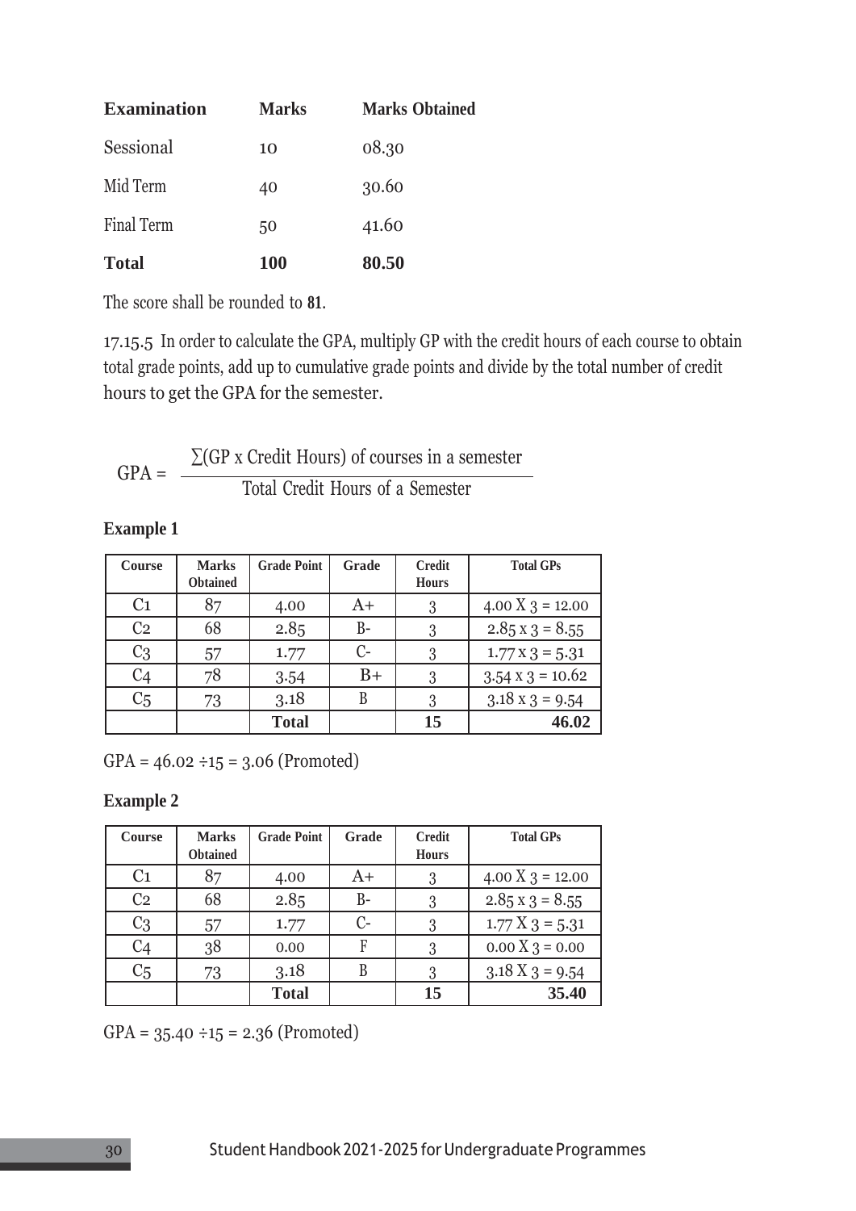| Examination | Marks | Marks Obtained |
|---|---|---|
| Sessional | 10 | 08.30 |
| Mid Term | 40 | 30.60 |
| Final Term | 50 | 41.60 |
| **Total** | **100** | **80.50** |

The score shall be rounded to **81**.

17.15.5 In order to calculate the GPA, multiply GP with the credit hours of each course to obtain total grade points, add up to cumulative grade points and divide by the total number of credit hours to get the GPA for the semester.

$$GPA = \frac{\sum(\text{GP x Credit Hours) of courses in a semester}}{\text{Total Credit Hours of a Semester}}$$

**Example 1**

| Course | Marks Obtained | Grade Point | Grade | Credit Hours | Total GPs |
|---|---|---|---|---|---|
| C1 | 87 | 4.00 | A+ | 3 | 4.00 X 3 = 12.00 |
| C2 | 68 | 2.85 | B- | 3 | 2.85 x 3 = 8.55 |
| C3 | 57 | 1.77 | C- | 3 | 1.77 x 3 = 5.31 |
| C4 | 78 | 3.54 | B+ | 3 | 3.54 x 3 = 10.62 |
| C5 | 73 | 3.18 | B | 3 | 3.18 x 3 = 9.54 |
| | | **Total** | | **15** | **46.02** |

GPA = 46.02 ÷15 = 3.06 (Promoted)

**Example 2**

| Course | Marks Obtained | Grade Point | Grade | Credit Hours | Total GPs |
|---|---|---|---|---|---|
| C1 | 87 | 4.00 | A+ | 3 | 4.00 X 3 = 12.00 |
| C2 | 68 | 2.85 | B- | 3 | 2.85 x 3 = 8.55 |
| C3 | 57 | 1.77 | C- | 3 | 1.77 X 3 = 5.31 |
| C4 | 38 | 0.00 | F | 3 | 0.00 X 3 = 0.00 |
| C5 | 73 | 3.18 | B | 3 | 3.18 X 3 = 9.54 |
| | | **Total** | | **15** | **35.40** |

GPA = 35.40 ÷15 = 2.36 (Promoted)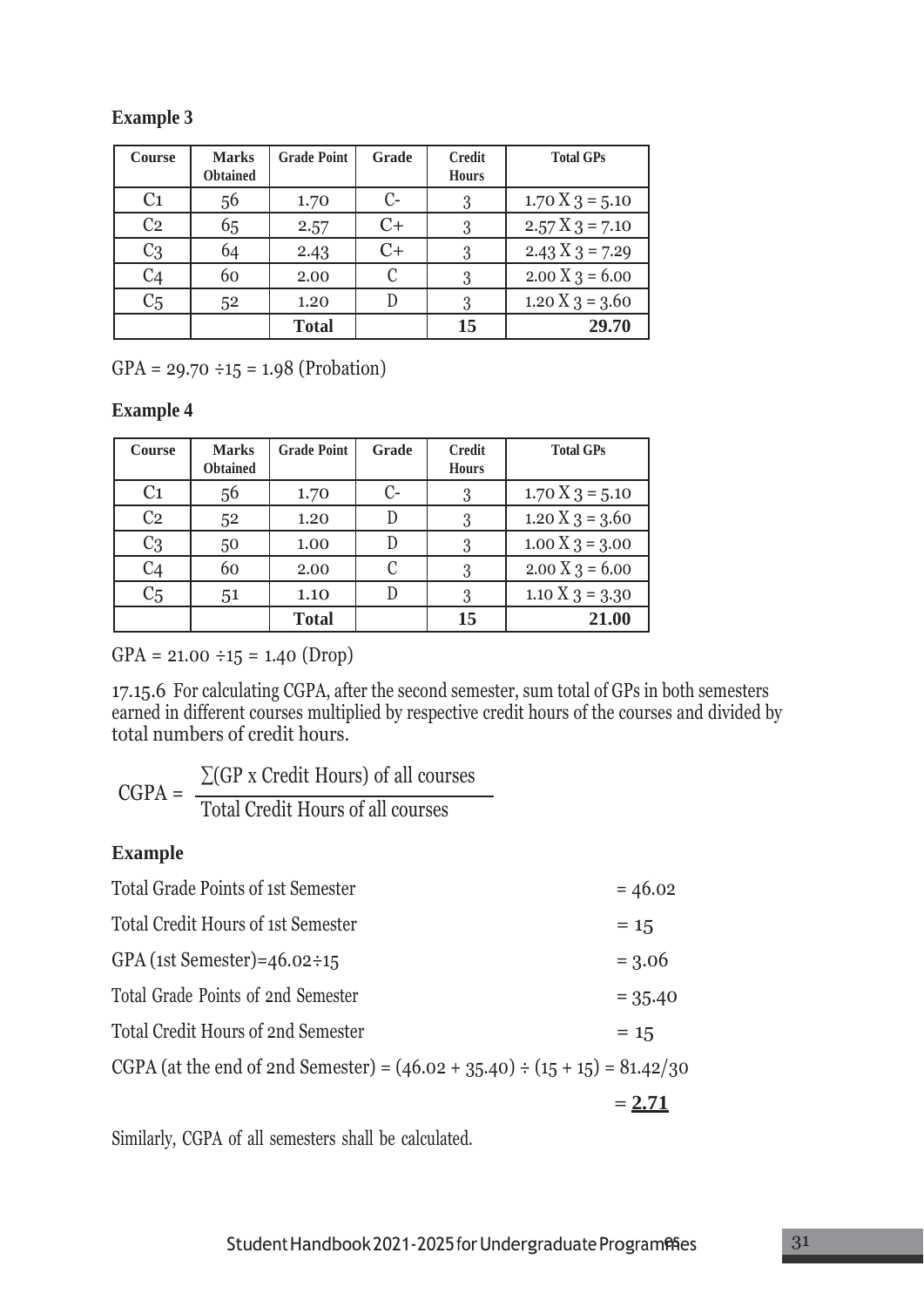**Example 3**

| Course | Marks Obtained | Grade Point | Grade | Credit Hours | Total GPs |
|---|---|---|---|---|---|
| C1 | 56 | 1.70 | C- | 3 | 1.70 X 3 = 5.10 |
| C2 | 65 | 2.57 | C+ | 3 | 2.57 X 3 = 7.10 |
| C3 | 64 | 2.43 | C+ | 3 | 2.43 X 3 = 7.29 |
| C4 | 60 | 2.00 | C | 3 | 2.00 X 3 = 6.00 |
| C5 | 52 | 1.20 | D | 3 | 1.20 X 3 = 3.60 |
| | | **Total** | | **15** | **29.70** |

GPA = 29.70 ÷15 = 1.98 (Probation)

**Example 4**

| Course | Marks Obtained | Grade Point | Grade | Credit Hours | Total GPs |
|---|---|---|---|---|---|
| C1 | 56 | 1.70 | C- | 3 | 1.70 X 3 = 5.10 |
| C2 | 52 | 1.20 | D | 3 | 1.20 X 3 = 3.60 |
| C3 | 50 | 1.00 | D | 3 | 1.00 X 3 = 3.00 |
| C4 | 60 | 2.00 | C | 3 | 2.00 X 3 = 6.00 |
| C5 | 51 | 1.10 | D | 3 | 1.10 X 3 = 3.30 |
| | | **Total** | | **15** | **21.00** |

GPA = 21.00 ÷15 = 1.40 (Drop)

17.15.6 For calculating CGPA, after the second semester, sum total of GPs in both semesters earned in different courses multiplied by respective credit hours of the courses and divided by total numbers of credit hours.

$$\text{CGPA} = \frac{\sum(\text{GP x Credit Hours}) \text{ of all courses}}{\text{Total Credit Hours of all courses}}$$

**Example**

Total Grade Points of 1st Semester = 46.02

Total Credit Hours of 1st Semester = 15

GPA (1st Semester)=46.02÷15 = 3.06

Total Grade Points of 2nd Semester = 35.40

Total Credit Hours of 2nd Semester = 15

CGPA (at the end of 2nd Semester) = (46.02 + 35.40) ÷ (15 + 15) = 81.42/30

= **2.71**

Similarly, CGPA of all semesters shall be calculated.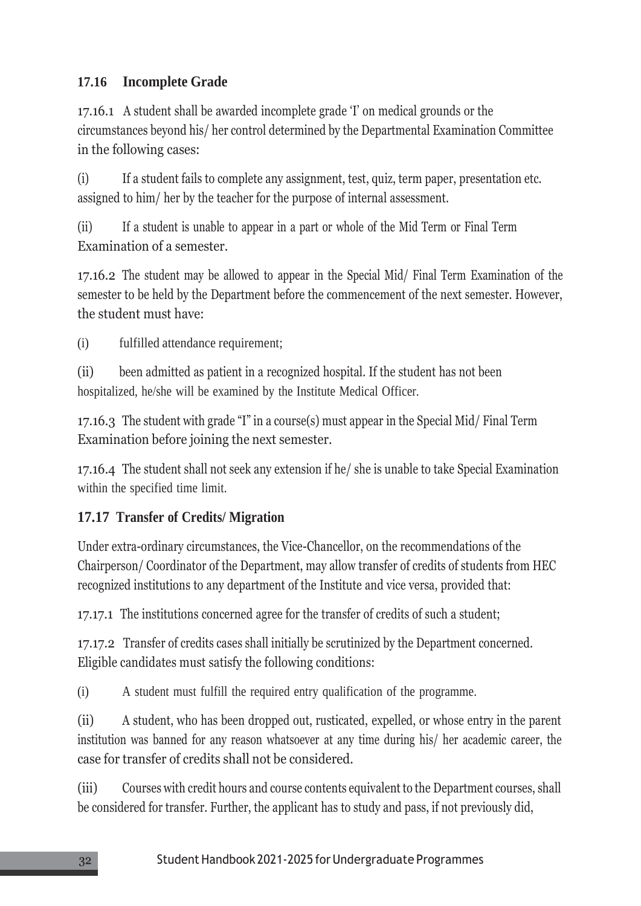### 17.16 Incomplete Grade

17.16.1 A student shall be awarded incomplete grade 'I' on medical grounds or the circumstances beyond his/ her control determined by the Departmental Examination Committee in the following cases:

(i) If a student fails to complete any assignment, test, quiz, term paper, presentation etc. assigned to him/ her by the teacher for the purpose of internal assessment.

(ii) If a student is unable to appear in a part or whole of the Mid Term or Final Term Examination of a semester.

17.16.2 The student may be allowed to appear in the Special Mid/ Final Term Examination of the semester to be held by the Department before the commencement of the next semester. However, the student must have:

(i) fulfilled attendance requirement;

(ii) been admitted as patient in a recognized hospital. If the student has not been hospitalized, he/she will be examined by the Institute Medical Officer.

17.16.3 The student with grade "I" in a course(s) must appear in the Special Mid/ Final Term Examination before joining the next semester.

17.16.4 The student shall not seek any extension if he/ she is unable to take Special Examination within the specified time limit.

### 17.17 Transfer of Credits/ Migration

Under extra-ordinary circumstances, the Vice-Chancellor, on the recommendations of the Chairperson/ Coordinator of the Department, may allow transfer of credits of students from HEC recognized institutions to any department of the Institute and vice versa, provided that:

17.17.1 The institutions concerned agree for the transfer of credits of such a student;

17.17.2 Transfer of credits cases shall initially be scrutinized by the Department concerned. Eligible candidates must satisfy the following conditions:

(i) A student must fulfill the required entry qualification of the programme.

(ii) A student, who has been dropped out, rusticated, expelled, or whose entry in the parent institution was banned for any reason whatsoever at any time during his/ her academic career, the case for transfer of credits shall not be considered.

(iii) Courses with credit hours and course contents equivalent to the Department courses, shall be considered for transfer. Further, the applicant has to study and pass, if not previously did,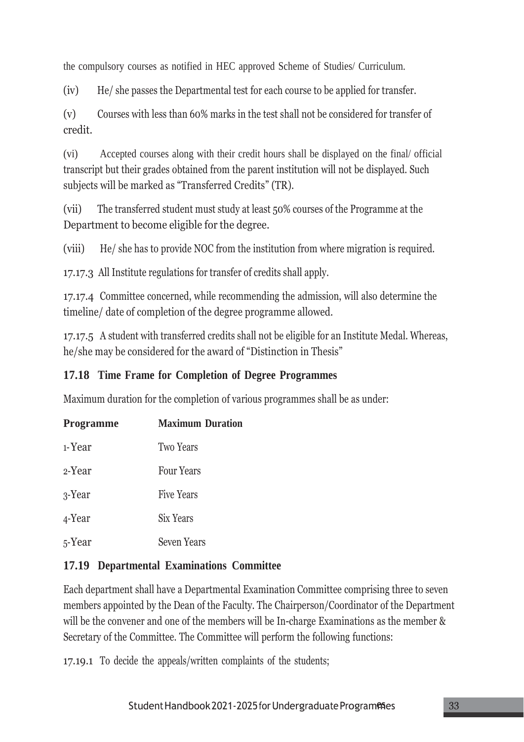the compulsory courses as notified in HEC approved Scheme of Studies/ Curriculum.

(iv) He/ she passes the Departmental test for each course to be applied for transfer.

(v) Courses with less than 60% marks in the test shall not be considered for transfer of credit.

(vi) Accepted courses along with their credit hours shall be displayed on the final/ official transcript but their grades obtained from the parent institution will not be displayed. Such subjects will be marked as "Transferred Credits" (TR).

(vii) The transferred student must study at least 50% courses of the Programme at the Department to become eligible for the degree.

(viii) He/ she has to provide NOC from the institution from where migration is required.

17.17.3 All Institute regulations for transfer of credits shall apply.

17.17.4 Committee concerned, while recommending the admission, will also determine the timeline/ date of completion of the degree programme allowed.

17.17.5 A student with transferred credits shall not be eligible for an Institute Medal. Whereas, he/she may be considered for the award of "Distinction in Thesis"

### 17.18 Time Frame for Completion of Degree Programmes

Maximum duration for the completion of various programmes shall be as under:

| **Programme** | **Maximum Duration** |
|---|---|
| 1-Year | Two Years |
| 2-Year | Four Years |
| 3-Year | Five Years |
| 4-Year | Six Years |
| 5-Year | Seven Years |

### 17.19 Departmental Examinations Committee

Each department shall have a Departmental Examination Committee comprising three to seven members appointed by the Dean of the Faculty. The Chairperson/Coordinator of the Department will be the convener and one of the members will be In-charge Examinations as the member & Secretary of the Committee. The Committee will perform the following functions:

17.19.1 To decide the appeals/written complaints of the students;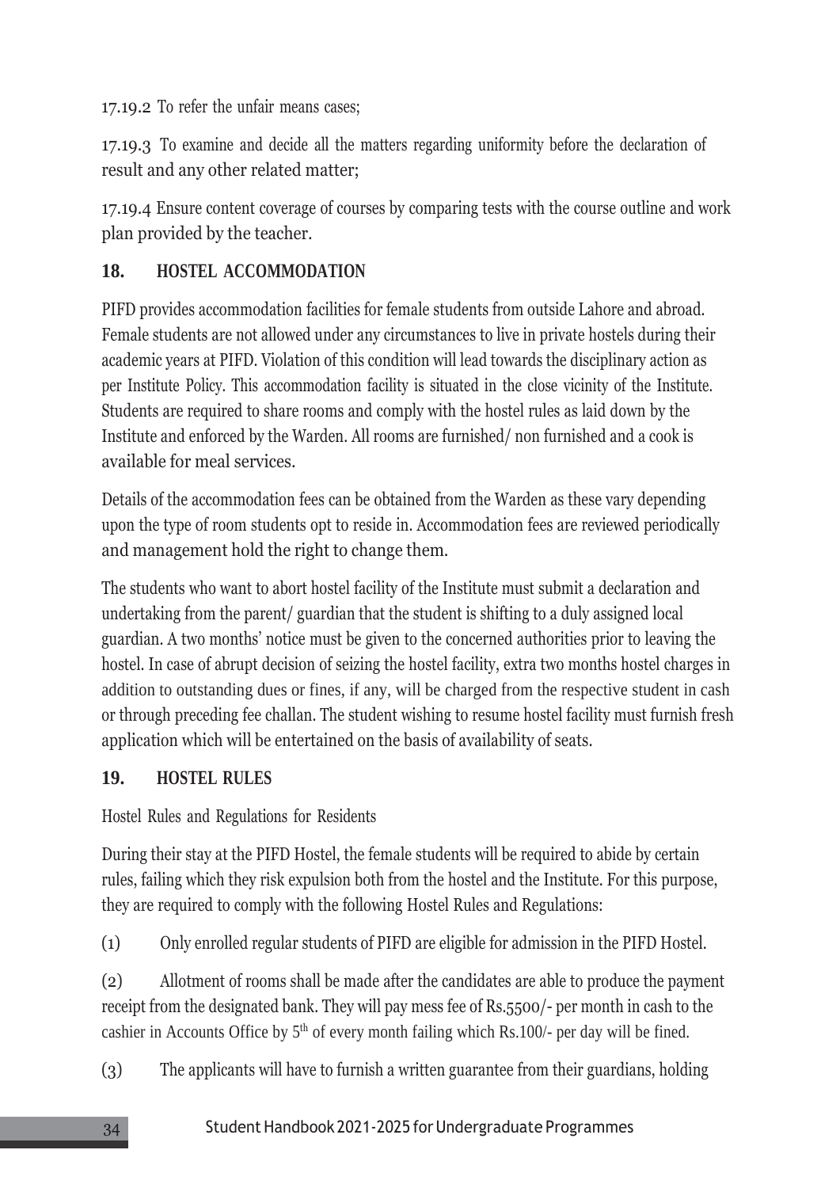17.19.2 To refer the unfair means cases;

17.19.3 To examine and decide all the matters regarding uniformity before the declaration of result and any other related matter;

17.19.4 Ensure content coverage of courses by comparing tests with the course outline and work plan provided by the teacher.

## 18. HOSTEL ACCOMMODATION

PIFD provides accommodation facilities for female students from outside Lahore and abroad. Female students are not allowed under any circumstances to live in private hostels during their academic years at PIFD. Violation of this condition will lead towards the disciplinary action as per Institute Policy. This accommodation facility is situated in the close vicinity of the Institute. Students are required to share rooms and comply with the hostel rules as laid down by the Institute and enforced by the Warden. All rooms are furnished/ non furnished and a cook is available for meal services.

Details of the accommodation fees can be obtained from the Warden as these vary depending upon the type of room students opt to reside in. Accommodation fees are reviewed periodically and management hold the right to change them.

The students who want to abort hostel facility of the Institute must submit a declaration and undertaking from the parent/ guardian that the student is shifting to a duly assigned local guardian. A two months' notice must be given to the concerned authorities prior to leaving the hostel. In case of abrupt decision of seizing the hostel facility, extra two months hostel charges in addition to outstanding dues or fines, if any, will be charged from the respective student in cash or through preceding fee challan. The student wishing to resume hostel facility must furnish fresh application which will be entertained on the basis of availability of seats.

## 19. HOSTEL RULES

Hostel Rules and Regulations for Residents

During their stay at the PIFD Hostel, the female students will be required to abide by certain rules, failing which they risk expulsion both from the hostel and the Institute. For this purpose, they are required to comply with the following Hostel Rules and Regulations:

(1) Only enrolled regular students of PIFD are eligible for admission in the PIFD Hostel.

(2) Allotment of rooms shall be made after the candidates are able to produce the payment receipt from the designated bank. They will pay mess fee of Rs.5500/- per month in cash to the cashier in Accounts Office by 5th of every month failing which Rs.100/- per day will be fined.

(3) The applicants will have to furnish a written guarantee from their guardians, holding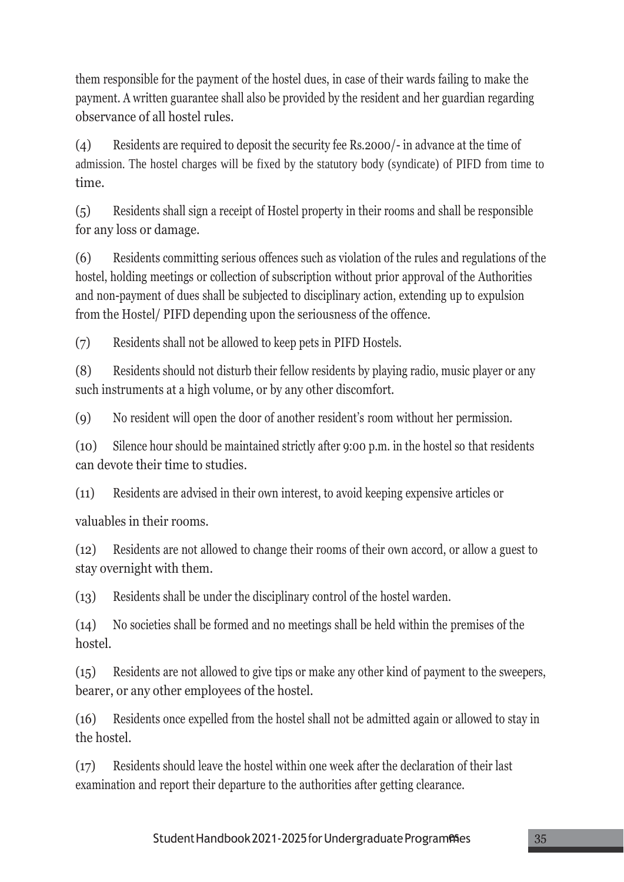them responsible for the payment of the hostel dues, in case of their wards failing to make the payment. A written guarantee shall also be provided by the resident and her guardian regarding observance of all hostel rules.

(4) Residents are required to deposit the security fee Rs.2000/- in advance at the time of admission. The hostel charges will be fixed by the statutory body (syndicate) of PIFD from time to time.

(5) Residents shall sign a receipt of Hostel property in their rooms and shall be responsible for any loss or damage.

(6) Residents committing serious offences such as violation of the rules and regulations of the hostel, holding meetings or collection of subscription without prior approval of the Authorities and non-payment of dues shall be subjected to disciplinary action, extending up to expulsion from the Hostel/ PIFD depending upon the seriousness of the offence.

(7) Residents shall not be allowed to keep pets in PIFD Hostels.

(8) Residents should not disturb their fellow residents by playing radio, music player or any such instruments at a high volume, or by any other discomfort.

(9) No resident will open the door of another resident's room without her permission.

(10) Silence hour should be maintained strictly after 9:00 p.m. in the hostel so that residents can devote their time to studies.

(11) Residents are advised in their own interest, to avoid keeping expensive articles or valuables in their rooms.

(12) Residents are not allowed to change their rooms of their own accord, or allow a guest to stay overnight with them.

(13) Residents shall be under the disciplinary control of the hostel warden.

(14) No societies shall be formed and no meetings shall be held within the premises of the hostel.

(15) Residents are not allowed to give tips or make any other kind of payment to the sweepers, bearer, or any other employees of the hostel.

(16) Residents once expelled from the hostel shall not be admitted again or allowed to stay in the hostel.

(17) Residents should leave the hostel within one week after the declaration of their last examination and report their departure to the authorities after getting clearance.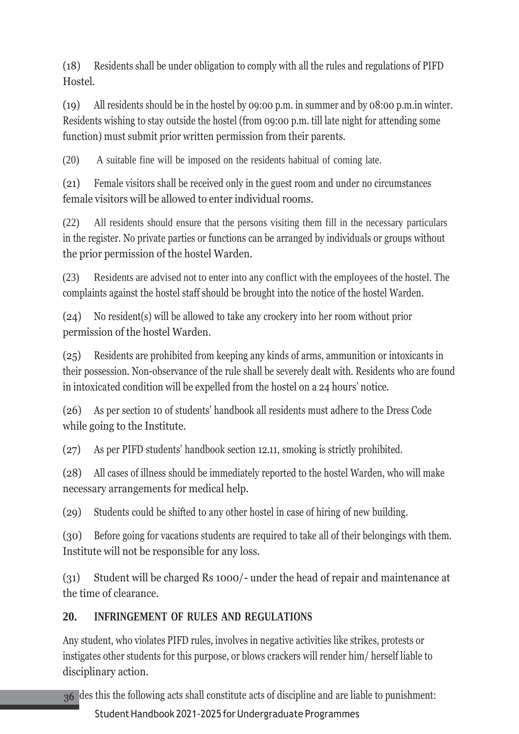(18) Residents shall be under obligation to comply with all the rules and regulations of PIFD Hostel.

(19) All residents should be in the hostel by 09:00 p.m. in summer and by 08:00 p.m.in winter. Residents wishing to stay outside the hostel (from 09:00 p.m. till late night for attending some function) must submit prior written permission from their parents.

(20) A suitable fine will be imposed on the residents habitual of coming late.

(21) Female visitors shall be received only in the guest room and under no circumstances female visitors will be allowed to enter individual rooms.

(22) All residents should ensure that the persons visiting them fill in the necessary particulars in the register. No private parties or functions can be arranged by individuals or groups without the prior permission of the hostel Warden.

(23) Residents are advised not to enter into any conflict with the employees of the hostel. The complaints against the hostel staff should be brought into the notice of the hostel Warden.

(24) No resident(s) will be allowed to take any crockery into her room without prior permission of the hostel Warden.

(25) Residents are prohibited from keeping any kinds of arms, ammunition or intoxicants in their possession. Non-observance of the rule shall be severely dealt with. Residents who are found in intoxicated condition will be expelled from the hostel on a 24 hours' notice.

(26) As per section 10 of students' handbook all residents must adhere to the Dress Code while going to the Institute.

(27) As per PIFD students' handbook section 12.11, smoking is strictly prohibited.

(28) All cases of illness should be immediately reported to the hostel Warden, who will make necessary arrangements for medical help.

(29) Students could be shifted to any other hostel in case of hiring of new building.

(30) Before going for vacations students are required to take all of their belongings with them. Institute will not be responsible for any loss.

(31) Student will be charged Rs 1000/- under the head of repair and maintenance at the time of clearance.

## 20. INFRINGEMENT OF RULES AND REGULATIONS

Any student, who violates PIFD rules, involves in negative activities like strikes, protests or instigates other students for this purpose, or blows crackers will render him/ herself liable to disciplinary action.

des this the following acts shall constitute acts of discipline and are liable to punishment: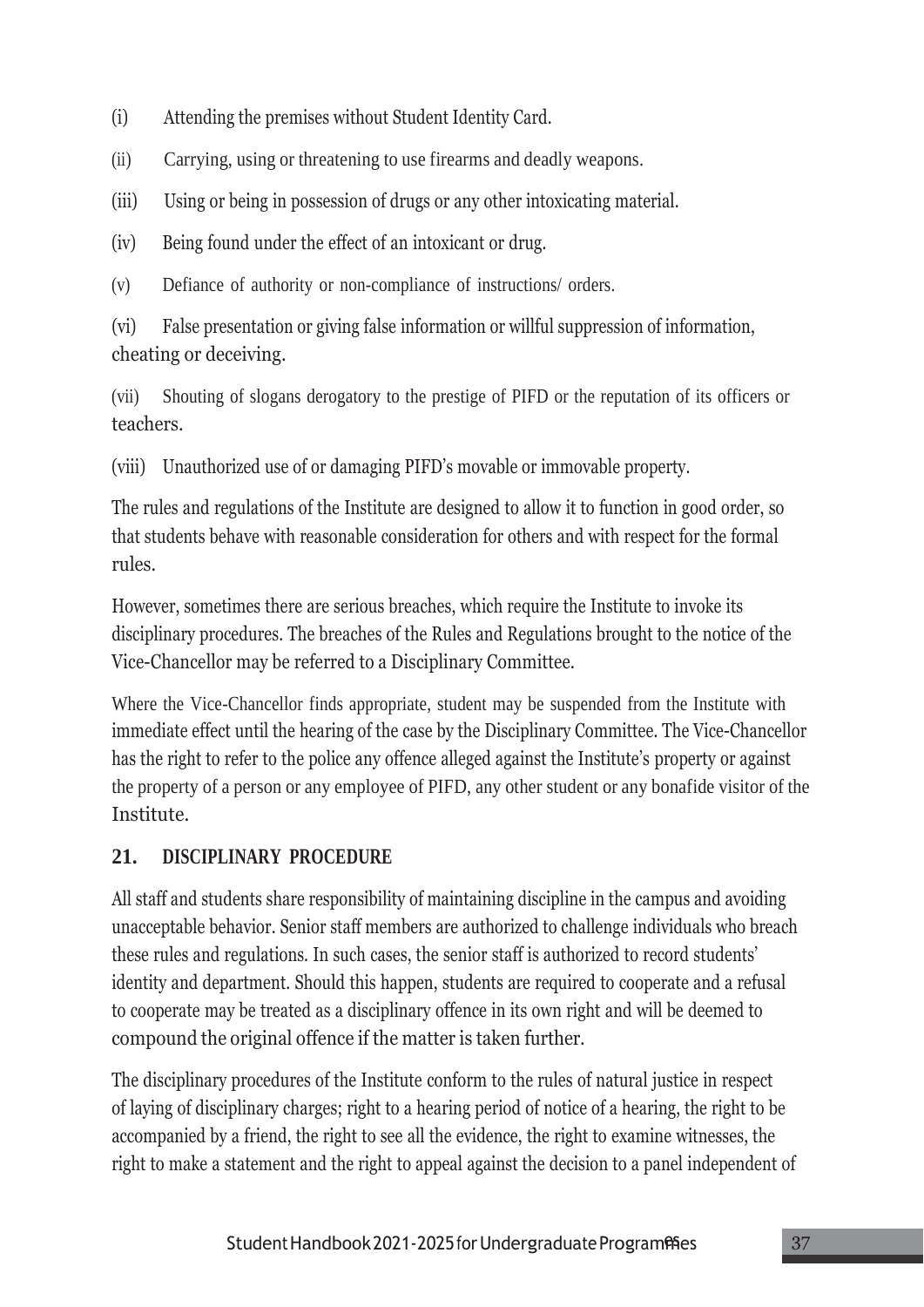(i) Attending the premises without Student Identity Card.

(ii) Carrying, using or threatening to use firearms and deadly weapons.

(iii) Using or being in possession of drugs or any other intoxicating material.

(iv) Being found under the effect of an intoxicant or drug.

(v) Defiance of authority or non-compliance of instructions/ orders.

(vi) False presentation or giving false information or willful suppression of information, cheating or deceiving.

(vii) Shouting of slogans derogatory to the prestige of PIFD or the reputation of its officers or teachers.

(viii) Unauthorized use of or damaging PIFD's movable or immovable property.

The rules and regulations of the Institute are designed to allow it to function in good order, so that students behave with reasonable consideration for others and with respect for the formal rules.

However, sometimes there are serious breaches, which require the Institute to invoke its disciplinary procedures. The breaches of the Rules and Regulations brought to the notice of the Vice-Chancellor may be referred to a Disciplinary Committee.

Where the Vice-Chancellor finds appropriate, student may be suspended from the Institute with immediate effect until the hearing of the case by the Disciplinary Committee. The Vice-Chancellor has the right to refer to the police any offence alleged against the Institute's property or against the property of a person or any employee of PIFD, any other student or any bonafide visitor of the Institute.

## 21. DISCIPLINARY PROCEDURE

All staff and students share responsibility of maintaining discipline in the campus and avoiding unacceptable behavior. Senior staff members are authorized to challenge individuals who breach these rules and regulations. In such cases, the senior staff is authorized to record students' identity and department. Should this happen, students are required to cooperate and a refusal to cooperate may be treated as a disciplinary offence in its own right and will be deemed to compound the original offence if the matter is taken further.

The disciplinary procedures of the Institute conform to the rules of natural justice in respect of laying of disciplinary charges; right to a hearing period of notice of a hearing, the right to be accompanied by a friend, the right to see all the evidence, the right to examine witnesses, the right to make a statement and the right to appeal against the decision to a panel independent of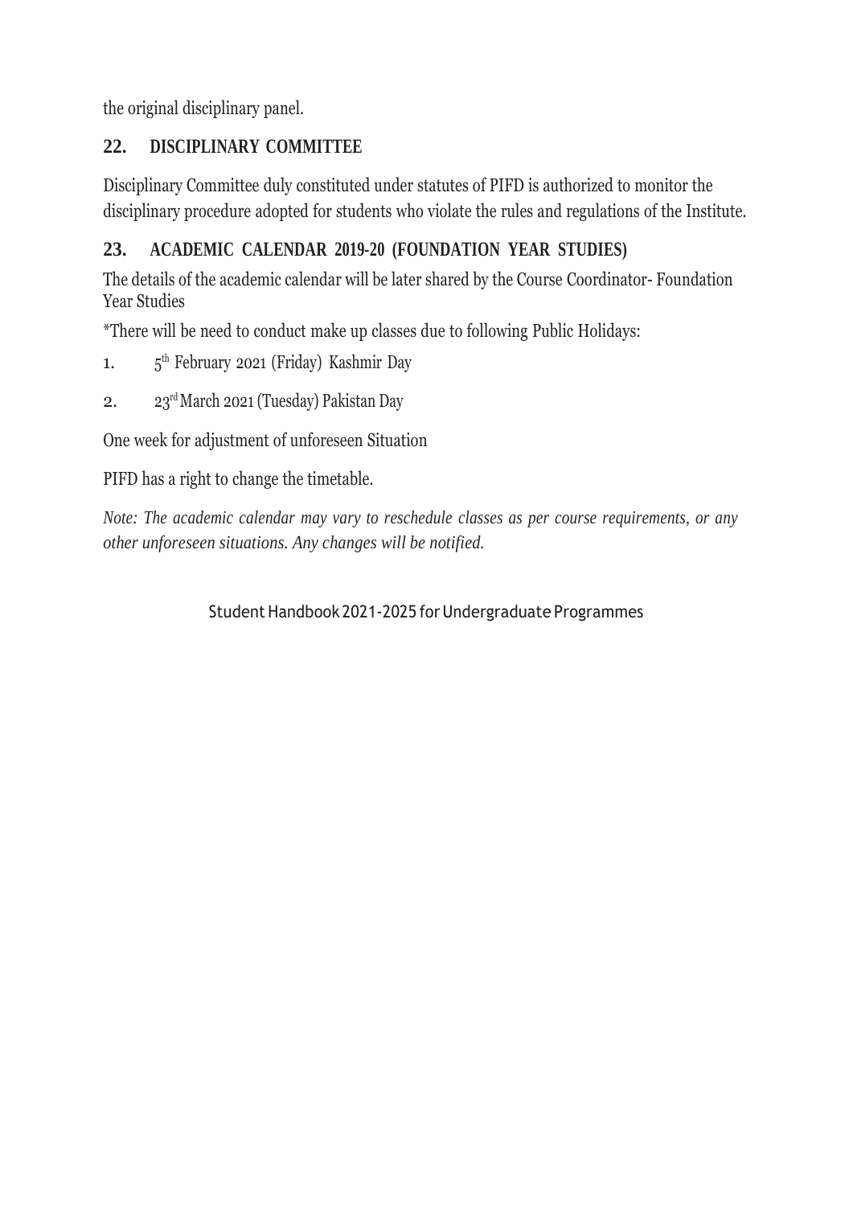the original disciplinary panel.

## 22. DISCIPLINARY COMMITTEE

Disciplinary Committee duly constituted under statutes of PIFD is authorized to monitor the disciplinary procedure adopted for students who violate the rules and regulations of the Institute.

## 23. ACADEMIC CALENDAR 2019-20 (FOUNDATION YEAR STUDIES)

The details of the academic calendar will be later shared by the Course Coordinator- Foundation Year Studies

*There will be need to conduct make up classes due to following Public Holidays:

1. 5th February 2021 (Friday) Kashmir Day
2. 23rd March 2021 (Tuesday) Pakistan Day

One week for adjustment of unforeseen Situation

PIFD has a right to change the timetable.

*Note: The academic calendar may vary to reschedule classes as per course requirements, or any other unforeseen situations. Any changes will be notified.*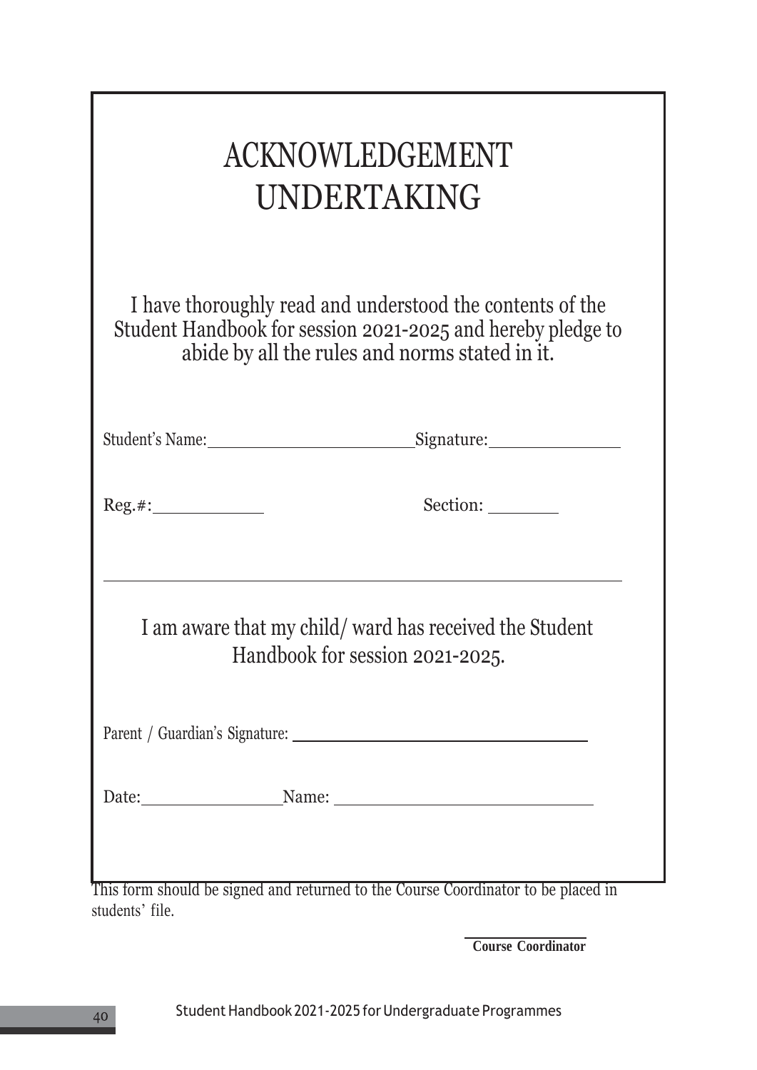# ACKNOWLEDGEMENT UNDERTAKING

I have thoroughly read and understood the contents of the Student Handbook for session 2021-2025 and hereby pledge to abide by all the rules and norms stated in it.

Student's Name:\_\_\_\_\_\_\_\_\_\_\_\_\_\_\_\_\_\_\_\_\_\_\_\_ Signature:\_\_\_\_\_\_\_\_\_\_\_\_\_\_\_\_

Reg.#:\_\_\_\_\_\_\_\_\_\_\_\_\_ Section: \_\_\_\_\_\_\_\_\_

---

I am aware that my child/ ward has received the Student Handbook for session 2021-2025.

Parent / Guardian's Signature: \_\_\_\_\_\_\_\_\_\_\_\_\_\_\_\_\_\_\_\_\_\_\_\_\_\_\_\_\_\_\_\_\_\_

Date:\_\_\_\_\_\_\_\_\_\_\_\_\_\_\_\_\_ Name: \_\_\_\_\_\_\_\_\_\_\_\_\_\_\_\_\_\_\_\_\_\_\_\_\_\_\_\_\_\_

This form should be signed and returned to the Course Coordinator to be placed in students' file.

\_\_\_\_\_\_\_\_\_\_\_\_\_\_\_\_\_\_\_\_

**Course Coordinator**